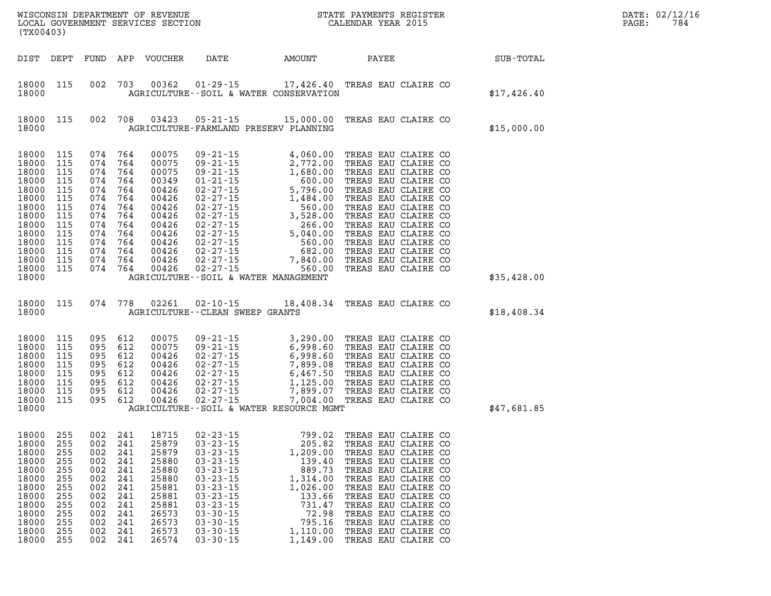WISCONSIN DEPARTMENT OF REVENUE
LOCAL GOVERNMENT SERVICES SECTION
(TX00403)

STATE PAYMENTS REGISTER
CALENDAR YEAR 2015

DATE: 02/12/16

| DIST | DEPT | FUND | APP | VOUCHER | DATE | AMOUNT | PAYEE | SUB-TOTAL |
|---|---|---|---|---|---|---|---|---|
| 18000 | 115 | 002 | 703 | 00362 | 01-29-15 | 17,426.40 | TREAS EAU CLAIRE CO | |
| 18000 | | | | | AGRICULTURE--SOIL & WATER CONSERVATION | | | $17,426.40 |
| 18000 | 115 | 002 | 708 | 03423 | 05-21-15 | 15,000.00 | TREAS EAU CLAIRE CO | |
| 18000 | | | | | AGRICULTURE-FARMLAND PRESERV PLANNING | | | $15,000.00 |
| 18000 | 115 | 074 | 764 | 00075 | 09-21-15 | 4,060.00 | TREAS EAU CLAIRE CO | |
| 18000 | 115 | 074 | 764 | 00075 | 09-21-15 | 2,772.00 | TREAS EAU CLAIRE CO | |
| 18000 | 115 | 074 | 764 | 00075 | 09-21-15 | 1,680.00 | TREAS EAU CLAIRE CO | |
| 18000 | 115 | 074 | 764 | 00349 | 01-21-15 | 600.00 | TREAS EAU CLAIRE CO | |
| 18000 | 115 | 074 | 764 | 00426 | 02-27-15 | 5,796.00 | TREAS EAU CLAIRE CO | |
| 18000 | 115 | 074 | 764 | 00426 | 02-27-15 | 1,484.00 | TREAS EAU CLAIRE CO | |
| 18000 | 115 | 074 | 764 | 00426 | 02-27-15 | 560.00 | TREAS EAU CLAIRE CO | |
| 18000 | 115 | 074 | 764 | 00426 | 02-27-15 | 3,528.00 | TREAS EAU CLAIRE CO | |
| 18000 | 115 | 074 | 764 | 00426 | 02-27-15 | 266.00 | TREAS EAU CLAIRE CO | |
| 18000 | 115 | 074 | 764 | 00426 | 02-27-15 | 5,040.00 | TREAS EAU CLAIRE CO | |
| 18000 | 115 | 074 | 764 | 00426 | 02-27-15 | 560.00 | TREAS EAU CLAIRE CO | |
| 18000 | 115 | 074 | 764 | 00426 | 02-27-15 | 682.00 | TREAS EAU CLAIRE CO | |
| 18000 | 115 | 074 | 764 | 00426 | 02-27-15 | 7,840.00 | TREAS EAU CLAIRE CO | |
| 18000 | 115 | 074 | 764 | 00426 | 02-27-15 | 560.00 | TREAS EAU CLAIRE CO | |
| 18000 | | | | | AGRICULTURE--SOIL & WATER MANAGEMENT | | | $35,428.00 |
| 18000 | 115 | 074 | 778 | 02261 | 02-10-15 | 18,408.34 | TREAS EAU CLAIRE CO | |
| 18000 | | | | | AGRICULTURE--CLEAN SWEEP GRANTS | | | $18,408.34 |
| 18000 | 115 | 095 | 612 | 00075 | 09-21-15 | 3,290.00 | TREAS EAU CLAIRE CO | |
| 18000 | 115 | 095 | 612 | 00075 | 09-21-15 | 6,998.60 | TREAS EAU CLAIRE CO | |
| 18000 | 115 | 095 | 612 | 00426 | 02-27-15 | 6,998.60 | TREAS EAU CLAIRE CO | |
| 18000 | 115 | 095 | 612 | 00426 | 02-27-15 | 7,899.08 | TREAS EAU CLAIRE CO | |
| 18000 | 115 | 095 | 612 | 00426 | 02-27-15 | 6,467.50 | TREAS EAU CLAIRE CO | |
| 18000 | 115 | 095 | 612 | 00426 | 02-27-15 | 1,125.00 | TREAS EAU CLAIRE CO | |
| 18000 | 115 | 095 | 612 | 00426 | 02-27-15 | 7,899.07 | TREAS EAU CLAIRE CO | |
| 18000 | 115 | 095 | 612 | 00426 | 02-27-15 | 7,004.00 | TREAS EAU CLAIRE CO | |
| 18000 | | | | | AGRICULTURE--SOIL & WATER RESOURCE MGMT | | | $47,681.85 |
| 18000 | 255 | 002 | 241 | 18715 | 02-23-15 | 799.02 | TREAS EAU CLAIRE CO | |
| 18000 | 255 | 002 | 241 | 25879 | 03-23-15 | 205.82 | TREAS EAU CLAIRE CO | |
| 18000 | 255 | 002 | 241 | 25879 | 03-23-15 | 1,209.00 | TREAS EAU CLAIRE CO | |
| 18000 | 255 | 002 | 241 | 25880 | 03-23-15 | 139.40 | TREAS EAU CLAIRE CO | |
| 18000 | 255 | 002 | 241 | 25880 | 03-23-15 | 889.73 | TREAS EAU CLAIRE CO | |
| 18000 | 255 | 002 | 241 | 25880 | 03-23-15 | 1,314.00 | TREAS EAU CLAIRE CO | |
| 18000 | 255 | 002 | 241 | 25881 | 03-23-15 | 1,026.00 | TREAS EAU CLAIRE CO | |
| 18000 | 255 | 002 | 241 | 25881 | 03-23-15 | 133.66 | TREAS EAU CLAIRE CO | |
| 18000 | 255 | 002 | 241 | 25881 | 03-23-15 | 731.47 | TREAS EAU CLAIRE CO | |
| 18000 | 255 | 002 | 241 | 26573 | 03-30-15 | 72.98 | TREAS EAU CLAIRE CO | |
| 18000 | 255 | 002 | 241 | 26573 | 03-30-15 | 795.16 | TREAS EAU CLAIRE CO | |
| 18000 | 255 | 002 | 241 | 26573 | 03-30-15 | 1,110.00 | TREAS EAU CLAIRE CO | |
| 18000 | 255 | 002 | 241 | 26574 | 03-30-15 | 1,149.00 | TREAS EAU CLAIRE CO | |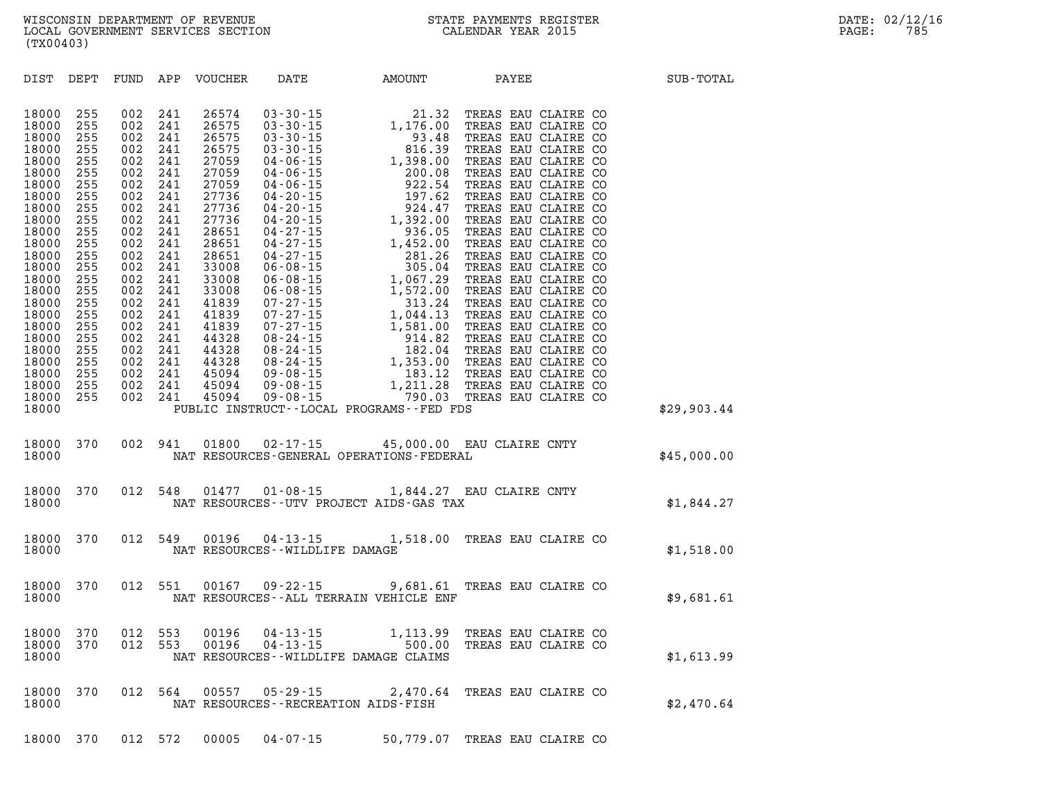WISCONSIN DEPARTMENT OF REVENUE
LOCAL GOVERNMENT SERVICES SECTION
(TX00403)

STATE PAYMENTS REGISTER
CALENDAR YEAR 2015

DATE: 02/12/16
PAGE: 785

| DIST | DEPT | FUND | APP | VOUCHER | DATE | AMOUNT | PAYEE | SUB-TOTAL |
|---|---|---|---|---|---|---|---|---|
| 18000 | 255 | 002 | 241 | 26574 | 03-30-15 | 21.32 | TREAS EAU CLAIRE CO | |
| 18000 | 255 | 002 | 241 | 26575 | 03-30-15 | 1,176.00 | TREAS EAU CLAIRE CO | |
| 18000 | 255 | 002 | 241 | 26575 | 03-30-15 | 93.48 | TREAS EAU CLAIRE CO | |
| 18000 | 255 | 002 | 241 | 26575 | 03-30-15 | 816.39 | TREAS EAU CLAIRE CO | |
| 18000 | 255 | 002 | 241 | 27059 | 04-06-15 | 1,398.00 | TREAS EAU CLAIRE CO | |
| 18000 | 255 | 002 | 241 | 27059 | 04-06-15 | 200.08 | TREAS EAU CLAIRE CO | |
| 18000 | 255 | 002 | 241 | 27059 | 04-06-15 | 922.54 | TREAS EAU CLAIRE CO | |
| 18000 | 255 | 002 | 241 | 27736 | 04-20-15 | 197.62 | TREAS EAU CLAIRE CO | |
| 18000 | 255 | 002 | 241 | 27736 | 04-20-15 | 924.47 | TREAS EAU CLAIRE CO | |
| 18000 | 255 | 002 | 241 | 27736 | 04-20-15 | 1,392.00 | TREAS EAU CLAIRE CO | |
| 18000 | 255 | 002 | 241 | 28651 | 04-27-15 | 936.05 | TREAS EAU CLAIRE CO | |
| 18000 | 255 | 002 | 241 | 28651 | 04-27-15 | 1,452.00 | TREAS EAU CLAIRE CO | |
| 18000 | 255 | 002 | 241 | 28651 | 04-27-15 | 281.26 | TREAS EAU CLAIRE CO | |
| 18000 | 255 | 002 | 241 | 33008 | 06-08-15 | 305.04 | TREAS EAU CLAIRE CO | |
| 18000 | 255 | 002 | 241 | 33008 | 06-08-15 | 1,067.29 | TREAS EAU CLAIRE CO | |
| 18000 | 255 | 002 | 241 | 33008 | 06-08-15 | 1,572.00 | TREAS EAU CLAIRE CO | |
| 18000 | 255 | 002 | 241 | 41839 | 07-27-15 | 313.24 | TREAS EAU CLAIRE CO | |
| 18000 | 255 | 002 | 241 | 41839 | 07-27-15 | 1,044.13 | TREAS EAU CLAIRE CO | |
| 18000 | 255 | 002 | 241 | 41839 | 07-27-15 | 1,581.00 | TREAS EAU CLAIRE CO | |
| 18000 | 255 | 002 | 241 | 44328 | 08-24-15 | 914.82 | TREAS EAU CLAIRE CO | |
| 18000 | 255 | 002 | 241 | 44328 | 08-24-15 | 182.04 | TREAS EAU CLAIRE CO | |
| 18000 | 255 | 002 | 241 | 44328 | 08-24-15 | 1,353.00 | TREAS EAU CLAIRE CO | |
| 18000 | 255 | 002 | 241 | 45094 | 09-08-15 | 183.12 | TREAS EAU CLAIRE CO | |
| 18000 | 255 | 002 | 241 | 45094 | 09-08-15 | 1,211.28 | TREAS EAU CLAIRE CO | |
| 18000 | 255 | 002 | 241 | 45094 | 09-08-15 | 790.03 | TREAS EAU CLAIRE CO | |
| 18000 | | | | PUBLIC INSTRUCT--LOCAL PROGRAMS--FED FDS | | | | $29,903.44 |
| 18000 | 370 | 002 | 941 | 01800 | 02-17-15 | 45,000.00 | EAU CLAIRE CNTY | |
| 18000 | | | | NAT RESOURCES-GENERAL OPERATIONS-FEDERAL | | | | $45,000.00 |
| 18000 | 370 | 012 | 548 | 01477 | 01-08-15 | 1,844.27 | EAU CLAIRE CNTY | |
| 18000 | | | | NAT RESOURCES--UTV PROJECT AIDS-GAS TAX | | | | $1,844.27 |
| 18000 | 370 | 012 | 549 | 00196 | 04-13-15 | 1,518.00 | TREAS EAU CLAIRE CO | |
| 18000 | | | | NAT RESOURCES--WILDLIFE DAMAGE | | | | $1,518.00 |
| 18000 | 370 | 012 | 551 | 00167 | 09-22-15 | 9,681.61 | TREAS EAU CLAIRE CO | |
| 18000 | | | | NAT RESOURCES--ALL TERRAIN VEHICLE ENF | | | | $9,681.61 |
| 18000 | 370 | 012 | 553 | 00196 | 04-13-15 | 1,113.99 | TREAS EAU CLAIRE CO | |
| 18000 | 370 | 012 | 553 | 00196 | 04-13-15 | 500.00 | TREAS EAU CLAIRE CO | |
| 18000 | | | | NAT RESOURCES--WILDLIFE DAMAGE CLAIMS | | | | $1,613.99 |
| 18000 | 370 | 012 | 564 | 00557 | 05-29-15 | 2,470.64 | TREAS EAU CLAIRE CO | |
| 18000 | | | | NAT RESOURCES--RECREATION AIDS-FISH | | | | $2,470.64 |
| 18000 | 370 | 012 | 572 | 00005 | 04-07-15 | 50,779.07 | TREAS EAU CLAIRE CO | |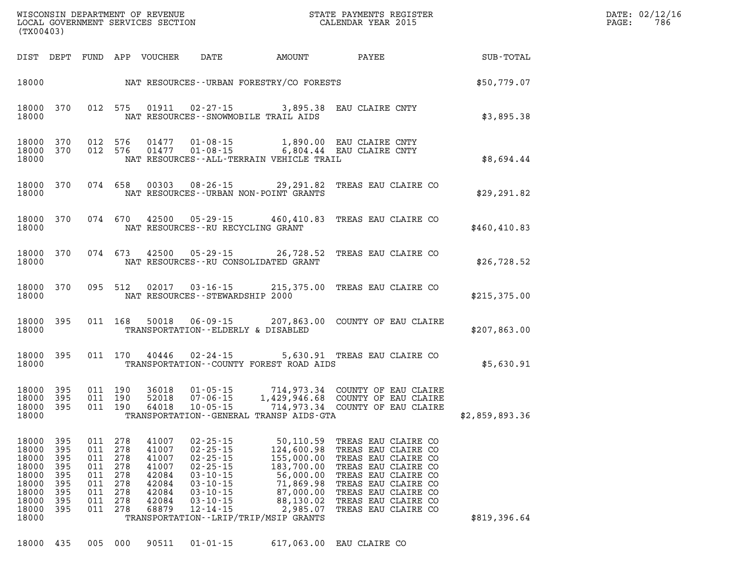WISCONSIN DEPARTMENT OF REVENUE
LOCAL GOVERNMENT SERVICES SECTION
(TX00403)

STATE PAYMENTS REGISTER
CALENDAR YEAR 2015

DATE: 02/12/16
PAGE: 786

| DIST | DEPT | FUND | APP | VOUCHER | DATE | AMOUNT | PAYEE | SUB-TOTAL |
|---|---|---|---|---|---|---|---|---|
| 18000 | | | | | NAT RESOURCES--URBAN FORESTRY/CO FORESTS | | | $50,779.07 |
| 18000 | 370 | 012 | 575 | 01911 | 02-27-15 | 3,895.38 | EAU CLAIRE CNTY | |
| 18000 | | | | | NAT RESOURCES--SNOWMOBILE TRAIL AIDS | | | $3,895.38 |
| 18000 | 370 | 012 | 576 | 01477 | 01-08-15 | 1,890.00 | EAU CLAIRE CNTY | |
| 18000 | 370 | 012 | 576 | 01477 | 01-08-15 | 6,804.44 | EAU CLAIRE CNTY | |
| 18000 | | | | | NAT RESOURCES--ALL-TERRAIN VEHICLE TRAIL | | | $8,694.44 |
| 18000 | 370 | 074 | 658 | 00303 | 08-26-15 | 29,291.82 | TREAS EAU CLAIRE CO | |
| 18000 | | | | | NAT RESOURCES--URBAN NON-POINT GRANTS | | | $29,291.82 |
| 18000 | 370 | 074 | 670 | 42500 | 05-29-15 | 460,410.83 | TREAS EAU CLAIRE CO | |
| 18000 | | | | | NAT RESOURCES--RU RECYCLING GRANT | | | $460,410.83 |
| 18000 | 370 | 074 | 673 | 42500 | 05-29-15 | 26,728.52 | TREAS EAU CLAIRE CO | |
| 18000 | | | | | NAT RESOURCES--RU CONSOLIDATED GRANT | | | $26,728.52 |
| 18000 | 370 | 095 | 512 | 02017 | 03-16-15 | 215,375.00 | TREAS EAU CLAIRE CO | |
| 18000 | | | | | NAT RESOURCES--STEWARDSHIP 2000 | | | $215,375.00 |
| 18000 | 395 | 011 | 168 | 50018 | 06-09-15 | 207,863.00 | COUNTY OF EAU CLAIRE | |
| 18000 | | | | | TRANSPORTATION--ELDERLY & DISABLED | | | $207,863.00 |
| 18000 | 395 | 011 | 170 | 40446 | 02-24-15 | 5,630.91 | TREAS EAU CLAIRE CO | |
| 18000 | | | | | TRANSPORTATION--COUNTY FOREST ROAD AIDS | | | $5,630.91 |
| 18000 | 395 | 011 | 190 | 36018 | 01-05-15 | 714,973.34 | COUNTY OF EAU CLAIRE | |
| 18000 | 395 | 011 | 190 | 52018 | 07-06-15 | 1,429,946.68 | COUNTY OF EAU CLAIRE | |
| 18000 | 395 | 011 | 190 | 64018 | 10-05-15 | 714,973.34 | COUNTY OF EAU CLAIRE | |
| 18000 | | | | | TRANSPORTATION--GENERAL TRANSP AIDS-GTA | | | $2,859,893.36 |
| 18000 | 395 | 011 | 278 | 41007 | 02-25-15 | 50,110.59 | TREAS EAU CLAIRE CO | |
| 18000 | 395 | 011 | 278 | 41007 | 02-25-15 | 124,600.98 | TREAS EAU CLAIRE CO | |
| 18000 | 395 | 011 | 278 | 41007 | 02-25-15 | 155,000.00 | TREAS EAU CLAIRE CO | |
| 18000 | 395 | 011 | 278 | 41007 | 02-25-15 | 183,700.00 | TREAS EAU CLAIRE CO | |
| 18000 | 395 | 011 | 278 | 42084 | 03-10-15 | 56,000.00 | TREAS EAU CLAIRE CO | |
| 18000 | 395 | 011 | 278 | 42084 | 03-10-15 | 71,869.98 | TREAS EAU CLAIRE CO | |
| 18000 | 395 | 011 | 278 | 42084 | 03-10-15 | 87,000.00 | TREAS EAU CLAIRE CO | |
| 18000 | 395 | 011 | 278 | 42084 | 03-10-15 | 88,130.02 | TREAS EAU CLAIRE CO | |
| 18000 | 395 | 011 | 278 | 68879 | 12-14-15 | 2,985.07 | TREAS EAU CLAIRE CO | |
| 18000 | | | | | TRANSPORTATION--LRIP/TRIP/MSIP GRANTS | | | $819,396.64 |
| 18000 | 435 | 005 | 000 | 90511 | 01-01-15 | 617,063.00 | EAU CLAIRE CO | |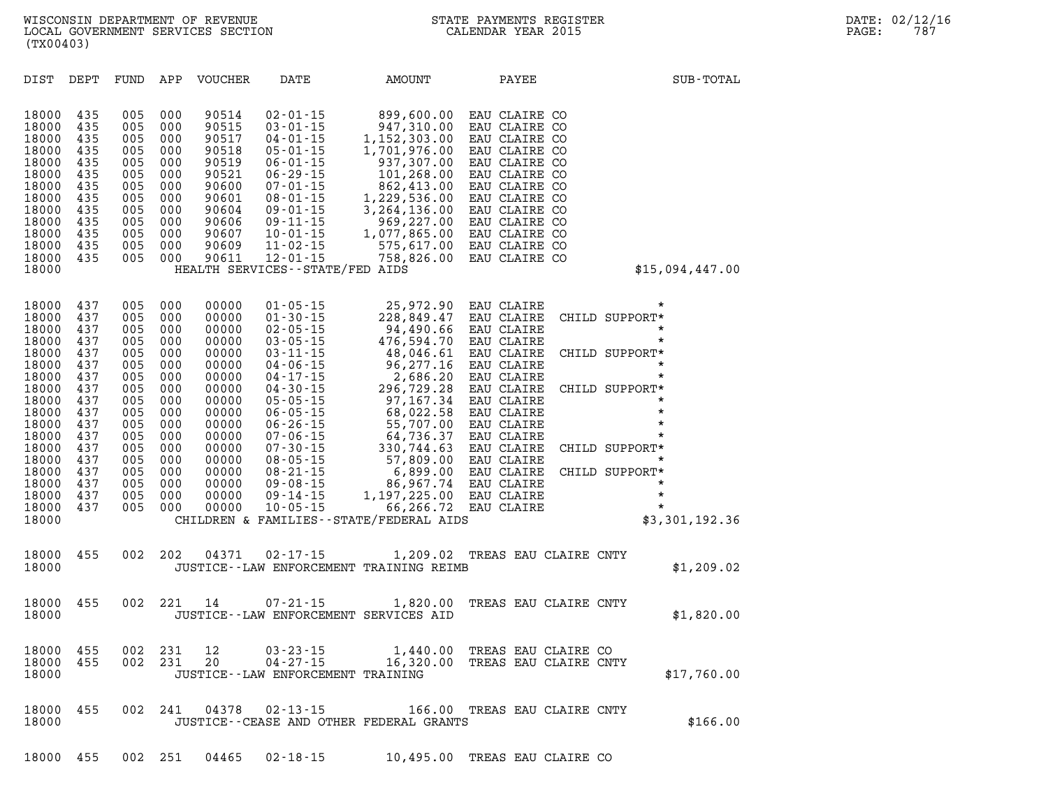WISCONSIN DEPARTMENT OF REVENUE
LOCAL GOVERNMENT SERVICES SECTION
(TX00403)

STATE PAYMENTS REGISTER
CALENDAR YEAR 2015

DATE: 02/12/16

| DIST | DEPT | FUND | APP | VOUCHER | DATE | AMOUNT | PAYEE | SUB-TOTAL |
|---|---|---|---|---|---|---|---|---|
| 18000 | 435 | 005 | 000 | 90514 | 02-01-15 | 899,600.00 | EAU CLAIRE CO | |
| 18000 | 435 | 005 | 000 | 90515 | 03-01-15 | 947,310.00 | EAU CLAIRE CO | |
| 18000 | 435 | 005 | 000 | 90517 | 04-01-15 | 1,152,303.00 | EAU CLAIRE CO | |
| 18000 | 435 | 005 | 000 | 90518 | 05-01-15 | 1,701,976.00 | EAU CLAIRE CO | |
| 18000 | 435 | 005 | 000 | 90519 | 06-01-15 | 937,307.00 | EAU CLAIRE CO | |
| 18000 | 435 | 005 | 000 | 90521 | 06-29-15 | 101,268.00 | EAU CLAIRE CO | |
| 18000 | 435 | 005 | 000 | 90600 | 07-01-15 | 862,413.00 | EAU CLAIRE CO | |
| 18000 | 435 | 005 | 000 | 90601 | 08-01-15 | 1,229,536.00 | EAU CLAIRE CO | |
| 18000 | 435 | 005 | 000 | 90604 | 09-01-15 | 3,264,136.00 | EAU CLAIRE CO | |
| 18000 | 435 | 005 | 000 | 90606 | 09-11-15 | 969,227.00 | EAU CLAIRE CO | |
| 18000 | 435 | 005 | 000 | 90607 | 10-01-15 | 1,077,865.00 | EAU CLAIRE CO | |
| 18000 | 435 | 005 | 000 | 90609 | 11-02-15 | 575,617.00 | EAU CLAIRE CO | |
| 18000 | 435 | 005 | 000 | 90611 | 12-01-15 | 758,826.00 | EAU CLAIRE CO | |
| 18000 | | | | | HEALTH SERVICES--STATE/FED AIDS | | | $15,094,447.00 |
| 18000 | 437 | 005 | 000 | 00000 | 01-05-15 | 25,972.90 | EAU CLAIRE * | |
| 18000 | 437 | 005 | 000 | 00000 | 01-30-15 | 228,849.47 | EAU CLAIRE CHILD SUPPORT* | |
| 18000 | 437 | 005 | 000 | 00000 | 02-05-15 | 94,490.66 | EAU CLAIRE * | |
| 18000 | 437 | 005 | 000 | 00000 | 03-05-15 | 476,594.70 | EAU CLAIRE * | |
| 18000 | 437 | 005 | 000 | 00000 | 03-11-15 | 48,046.61 | EAU CLAIRE CHILD SUPPORT* | |
| 18000 | 437 | 005 | 000 | 00000 | 04-06-15 | 96,277.16 | EAU CLAIRE * | |
| 18000 | 437 | 005 | 000 | 00000 | 04-17-15 | 2,686.20 | EAU CLAIRE * | |
| 18000 | 437 | 005 | 000 | 00000 | 04-30-15 | 296,729.28 | EAU CLAIRE CHILD SUPPORT* | |
| 18000 | 437 | 005 | 000 | 00000 | 05-05-15 | 97,167.34 | EAU CLAIRE * | |
| 18000 | 437 | 005 | 000 | 00000 | 06-05-15 | 68,022.58 | EAU CLAIRE * | |
| 18000 | 437 | 005 | 000 | 00000 | 06-26-15 | 55,707.00 | EAU CLAIRE * | |
| 18000 | 437 | 005 | 000 | 00000 | 07-06-15 | 64,736.37 | EAU CLAIRE * | |
| 18000 | 437 | 005 | 000 | 00000 | 07-30-15 | 330,744.63 | EAU CLAIRE CHILD SUPPORT* | |
| 18000 | 437 | 005 | 000 | 00000 | 08-05-15 | 57,809.00 | EAU CLAIRE * | |
| 18000 | 437 | 005 | 000 | 00000 | 08-21-15 | 6,899.00 | EAU CLAIRE CHILD SUPPORT* | |
| 18000 | 437 | 005 | 000 | 00000 | 09-08-15 | 86,967.74 | EAU CLAIRE * | |
| 18000 | 437 | 005 | 000 | 00000 | 09-14-15 | 1,197,225.00 | EAU CLAIRE * | |
| 18000 | 437 | 005 | 000 | 00000 | 10-05-15 | 66,266.72 | EAU CLAIRE * | |
| 18000 | | | | | CHILDREN & FAMILIES--STATE/FEDERAL AIDS | | | $3,301,192.36 |
| 18000 | 455 | 002 | 202 | 04371 | 02-17-15 | 1,209.02 | TREAS EAU CLAIRE CNTY | |
| 18000 | | | | | JUSTICE--LAW ENFORCEMENT TRAINING REIMB | | | $1,209.02 |
| 18000 | 455 | 002 | 221 | 14 | 07-21-15 | 1,820.00 | TREAS EAU CLAIRE CNTY | |
| 18000 | | | | | JUSTICE--LAW ENFORCEMENT SERVICES AID | | | $1,820.00 |
| 18000 | 455 | 002 | 231 | 12 | 03-23-15 | 1,440.00 | TREAS EAU CLAIRE CO | |
| 18000 | 455 | 002 | 231 | 20 | 04-27-15 | 16,320.00 | TREAS EAU CLAIRE CNTY | |
| 18000 | | | | | JUSTICE--LAW ENFORCEMENT TRAINING | | | $17,760.00 |
| 18000 | 455 | 002 | 241 | 04378 | 02-13-15 | 166.00 | TREAS EAU CLAIRE CNTY | |
| 18000 | | | | | JUSTICE--CEASE AND OTHER FEDERAL GRANTS | | | $166.00 |
| 18000 | 455 | 002 | 251 | 04465 | 02-18-15 | 10,495.00 | TREAS EAU CLAIRE CO | |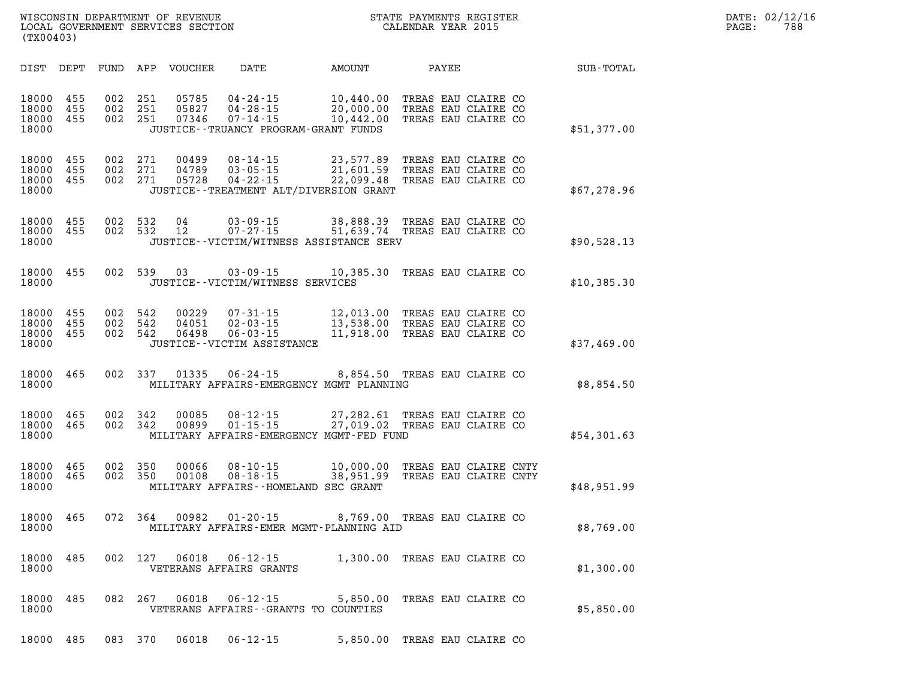| DIST | DEPT | FUND | APP | VOUCHER | DATE | AMOUNT | PAYEE | SUB-TOTAL |
|---|---|---|---|---|---|---|---|---|
| 18000 | 455 | 002 | 251 | 05785 | 04-24-15 | 10,440.00 | TREAS EAU CLAIRE CO | |
| 18000 | 455 | 002 | 251 | 05827 | 04-28-15 | 20,000.00 | TREAS EAU CLAIRE CO | |
| 18000 | 455 | 002 | 251 | 07346 | 07-14-15 | 10,442.00 | TREAS EAU CLAIRE CO | |
| 18000 | | | | | JUSTICE--TRUANCY PROGRAM-GRANT FUNDS | | | $51,377.00 |
| 18000 | 455 | 002 | 271 | 00499 | 08-14-15 | 23,577.89 | TREAS EAU CLAIRE CO | |
| 18000 | 455 | 002 | 271 | 04789 | 03-05-15 | 21,601.59 | TREAS EAU CLAIRE CO | |
| 18000 | 455 | 002 | 271 | 05728 | 04-22-15 | 22,099.48 | TREAS EAU CLAIRE CO | |
| 18000 | | | | | JUSTICE--TREATMENT ALT/DIVERSION GRANT | | | $67,278.96 |
| 18000 | 455 | 002 | 532 | 04 | 03-09-15 | 38,888.39 | TREAS EAU CLAIRE CO | |
| 18000 | 455 | 002 | 532 | 12 | 07-27-15 | 51,639.74 | TREAS EAU CLAIRE CO | |
| 18000 | | | | | JUSTICE--VICTIM/WITNESS ASSISTANCE SERV | | | $90,528.13 |
| 18000 | 455 | 002 | 539 | 03 | 03-09-15 | 10,385.30 | TREAS EAU CLAIRE CO | |
| 18000 | | | | | JUSTICE--VICTIM/WITNESS SERVICES | | | $10,385.30 |
| 18000 | 455 | 002 | 542 | 00229 | 07-31-15 | 12,013.00 | TREAS EAU CLAIRE CO | |
| 18000 | 455 | 002 | 542 | 04051 | 02-03-15 | 13,538.00 | TREAS EAU CLAIRE CO | |
| 18000 | 455 | 002 | 542 | 06498 | 06-03-15 | 11,918.00 | TREAS EAU CLAIRE CO | |
| 18000 | | | | | JUSTICE--VICTIM ASSISTANCE | | | $37,469.00 |
| 18000 | 465 | 002 | 337 | 01335 | 06-24-15 | 8,854.50 | TREAS EAU CLAIRE CO | |
| 18000 | | | | | MILITARY AFFAIRS-EMERGENCY MGMT PLANNING | | | $8,854.50 |
| 18000 | 465 | 002 | 342 | 00085 | 08-12-15 | 27,282.61 | TREAS EAU CLAIRE CO | |
| 18000 | 465 | 002 | 342 | 00899 | 01-15-15 | 27,019.02 | TREAS EAU CLAIRE CO | |
| 18000 | | | | | MILITARY AFFAIRS-EMERGENCY MGMT-FED FUND | | | $54,301.63 |
| 18000 | 465 | 002 | 350 | 00066 | 08-10-15 | 10,000.00 | TREAS EAU CLAIRE CNTY | |
| 18000 | 465 | 002 | 350 | 00108 | 08-18-15 | 38,951.99 | TREAS EAU CLAIRE CNTY | |
| 18000 | | | | | MILITARY AFFAIRS--HOMELAND SEC GRANT | | | $48,951.99 |
| 18000 | 465 | 072 | 364 | 00982 | 01-20-15 | 8,769.00 | TREAS EAU CLAIRE CO | |
| 18000 | | | | | MILITARY AFFAIRS-EMER MGMT-PLANNING AID | | | $8,769.00 |
| 18000 | 485 | 002 | 127 | 06018 | 06-12-15 | 1,300.00 | TREAS EAU CLAIRE CO | |
| 18000 | | | | | VETERANS AFFAIRS GRANTS | | | $1,300.00 |
| 18000 | 485 | 082 | 267 | 06018 | 06-12-15 | 5,850.00 | TREAS EAU CLAIRE CO | |
| 18000 | | | | | VETERANS AFFAIRS--GRANTS TO COUNTIES | | | $5,850.00 |
| 18000 | 485 | 083 | 370 | 06018 | 06-12-15 | 5,850.00 | TREAS EAU CLAIRE CO | |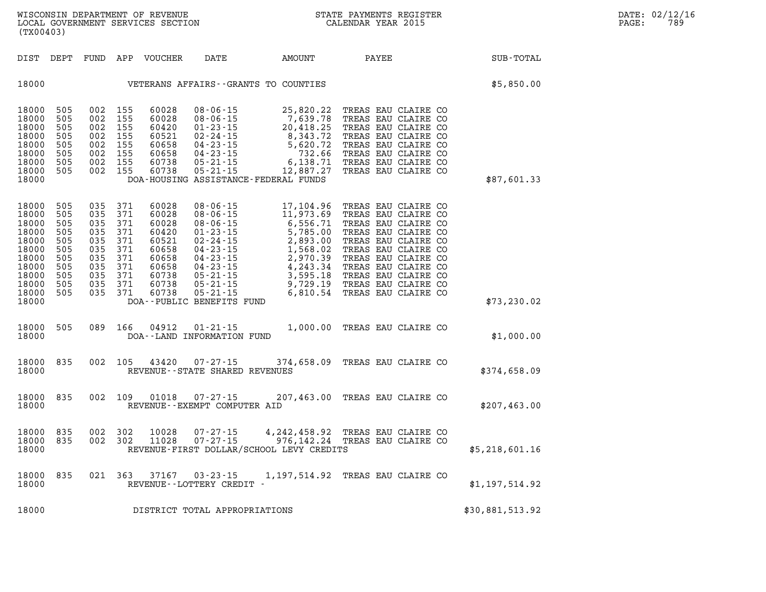| DIST | DEPT | FUND | APP | VOUCHER | DATE | AMOUNT | PAYEE | SUB-TOTAL |
|---|---|---|---|---|---|---|---|---|
| 18000 | | | | VETERANS AFFAIRS--GRANTS TO COUNTIES | | | | $5,850.00 |
| 18000 | 505 | 002 | 155 | 60028 | 08-06-15 | 25,820.22 | TREAS EAU CLAIRE CO | |
| 18000 | 505 | 002 | 155 | 60028 | 08-06-15 | 7,639.78 | TREAS EAU CLAIRE CO | |
| 18000 | 505 | 002 | 155 | 60420 | 01-23-15 | 20,418.25 | TREAS EAU CLAIRE CO | |
| 18000 | 505 | 002 | 155 | 60521 | 02-24-15 | 8,343.72 | TREAS EAU CLAIRE CO | |
| 18000 | 505 | 002 | 155 | 60658 | 04-23-15 | 5,620.72 | TREAS EAU CLAIRE CO | |
| 18000 | 505 | 002 | 155 | 60658 | 04-23-15 | 732.66 | TREAS EAU CLAIRE CO | |
| 18000 | 505 | 002 | 155 | 60738 | 05-21-15 | 6,138.71 | TREAS EAU CLAIRE CO | |
| 18000 | 505 | 002 | 155 | 60738 | 05-21-15 | 12,887.27 | TREAS EAU CLAIRE CO | |
| 18000 | | | | DOA-HOUSING ASSISTANCE-FEDERAL FUNDS | | | | $87,601.33 |
| 18000 | 505 | 035 | 371 | 60028 | 08-06-15 | 17,104.96 | TREAS EAU CLAIRE CO | |
| 18000 | 505 | 035 | 371 | 60028 | 08-06-15 | 11,973.69 | TREAS EAU CLAIRE CO | |
| 18000 | 505 | 035 | 371 | 60028 | 08-06-15 | 6,556.71 | TREAS EAU CLAIRE CO | |
| 18000 | 505 | 035 | 371 | 60420 | 01-23-15 | 5,785.00 | TREAS EAU CLAIRE CO | |
| 18000 | 505 | 035 | 371 | 60521 | 02-24-15 | 2,893.00 | TREAS EAU CLAIRE CO | |
| 18000 | 505 | 035 | 371 | 60658 | 04-23-15 | 1,568.02 | TREAS EAU CLAIRE CO | |
| 18000 | 505 | 035 | 371 | 60658 | 04-23-15 | 2,970.39 | TREAS EAU CLAIRE CO | |
| 18000 | 505 | 035 | 371 | 60658 | 04-23-15 | 4,243.34 | TREAS EAU CLAIRE CO | |
| 18000 | 505 | 035 | 371 | 60738 | 05-21-15 | 3,595.18 | TREAS EAU CLAIRE CO | |
| 18000 | 505 | 035 | 371 | 60738 | 05-21-15 | 9,729.19 | TREAS EAU CLAIRE CO | |
| 18000 | 505 | 035 | 371 | 60738 | 05-21-15 | 6,810.54 | TREAS EAU CLAIRE CO | |
| 18000 | | | | DOA--PUBLIC BENEFITS FUND | | | | $73,230.02 |
| 18000 | 505 | 089 | 166 | 04912 | 01-21-15 | 1,000.00 | TREAS EAU CLAIRE CO | |
| 18000 | | | | DOA--LAND INFORMATION FUND | | | | $1,000.00 |
| 18000 | 835 | 002 | 105 | 43420 | 07-27-15 | 374,658.09 | TREAS EAU CLAIRE CO | |
| 18000 | | | | REVENUE--STATE SHARED REVENUES | | | | $374,658.09 |
| 18000 | 835 | 002 | 109 | 01018 | 07-27-15 | 207,463.00 | TREAS EAU CLAIRE CO | |
| 18000 | | | | REVENUE--EXEMPT COMPUTER AID | | | | $207,463.00 |
| 18000 | 835 | 002 | 302 | 10028 | 07-27-15 | 4,242,458.92 | TREAS EAU CLAIRE CO | |
| 18000 | 835 | 002 | 302 | 11028 | 07-27-15 | 976,142.24 | TREAS EAU CLAIRE CO | |
| 18000 | | | | REVENUE-FIRST DOLLAR/SCHOOL LEVY CREDITS | | | | $5,218,601.16 |
| 18000 | 835 | 021 | 363 | 37167 | 03-23-15 | 1,197,514.92 | TREAS EAU CLAIRE CO | |
| 18000 | | | | REVENUE--LOTTERY CREDIT - | | | | $1,197,514.92 |
| 18000 | | | | DISTRICT TOTAL APPROPRIATIONS | | | | $30,881,513.92 |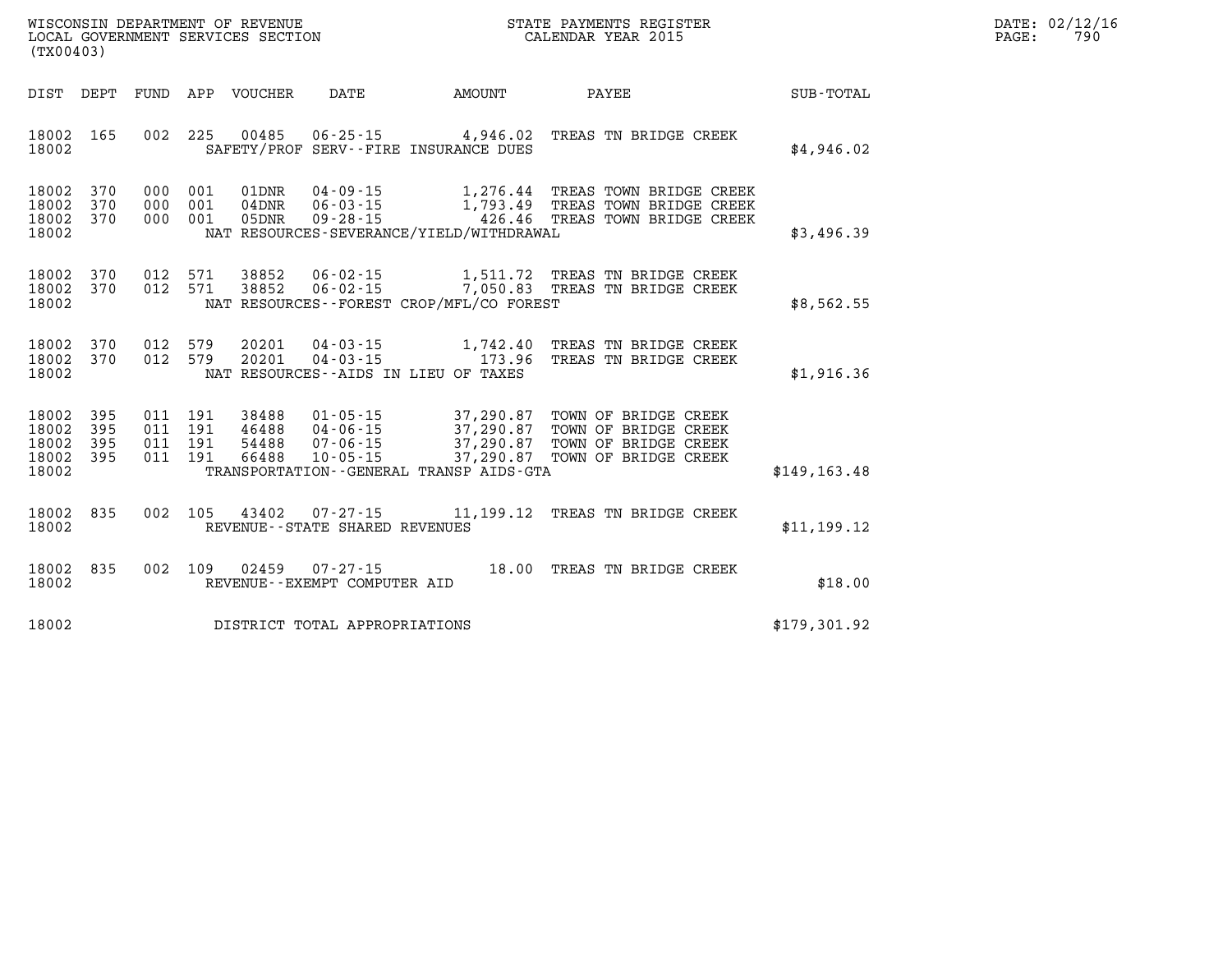WISCONSIN DEPARTMENT OF REVENUE
LOCAL GOVERNMENT SERVICES SECTION
(TX00403)

STATE PAYMENTS REGISTER
CALENDAR YEAR 2015

DATE: 02/12/16
PAGE: 790

| DIST | DEPT | FUND | APP | VOUCHER | DATE | AMOUNT | PAYEE | SUB-TOTAL |
|---|---|---|---|---|---|---|---|---|
| 18002 | 165 | 002 | 225 | 00485 | 06-25-15 | 4,946.02 | TREAS TN BRIDGE CREEK | |
| 18002 | | | | | SAFETY/PROF SERV--FIRE INSURANCE DUES | | | $4,946.02 |
| 18002 | 370 | 000 | 001 | 01DNR | 04-09-15 | 1,276.44 | TREAS TOWN BRIDGE CREEK | |
| 18002 | 370 | 000 | 001 | 04DNR | 06-03-15 | 1,793.49 | TREAS TOWN BRIDGE CREEK | |
| 18002 | 370 | 000 | 001 | 05DNR | 09-28-15 | 426.46 | TREAS TOWN BRIDGE CREEK | |
| 18002 | | | | | NAT RESOURCES-SEVERANCE/YIELD/WITHDRAWAL | | | $3,496.39 |
| 18002 | 370 | 012 | 571 | 38852 | 06-02-15 | 1,511.72 | TREAS TN BRIDGE CREEK | |
| 18002 | 370 | 012 | 571 | 38852 | 06-02-15 | 7,050.83 | TREAS TN BRIDGE CREEK | |
| 18002 | | | | | NAT RESOURCES--FOREST CROP/MFL/CO FOREST | | | $8,562.55 |
| 18002 | 370 | 012 | 579 | 20201 | 04-03-15 | 1,742.40 | TREAS TN BRIDGE CREEK | |
| 18002 | 370 | 012 | 579 | 20201 | 04-03-15 | 173.96 | TREAS TN BRIDGE CREEK | |
| 18002 | | | | | NAT RESOURCES--AIDS IN LIEU OF TAXES | | | $1,916.36 |
| 18002 | 395 | 011 | 191 | 38488 | 01-05-15 | 37,290.87 | TOWN OF BRIDGE CREEK | |
| 18002 | 395 | 011 | 191 | 46488 | 04-06-15 | 37,290.87 | TOWN OF BRIDGE CREEK | |
| 18002 | 395 | 011 | 191 | 54488 | 07-06-15 | 37,290.87 | TOWN OF BRIDGE CREEK | |
| 18002 | 395 | 011 | 191 | 66488 | 10-05-15 | 37,290.87 | TOWN OF BRIDGE CREEK | |
| 18002 | | | | | TRANSPORTATION--GENERAL TRANSP AIDS-GTA | | | $149,163.48 |
| 18002 | 835 | 002 | 105 | 43402 | 07-27-15 | 11,199.12 | TREAS TN BRIDGE CREEK | |
| 18002 | | | | | REVENUE--STATE SHARED REVENUES | | | $11,199.12 |
| 18002 | 835 | 002 | 109 | 02459 | 07-27-15 | 18.00 | TREAS TN BRIDGE CREEK | |
| 18002 | | | | | REVENUE--EXEMPT COMPUTER AID | | | $18.00 |
| 18002 | | | | | DISTRICT TOTAL APPROPRIATIONS | | | $179,301.92 |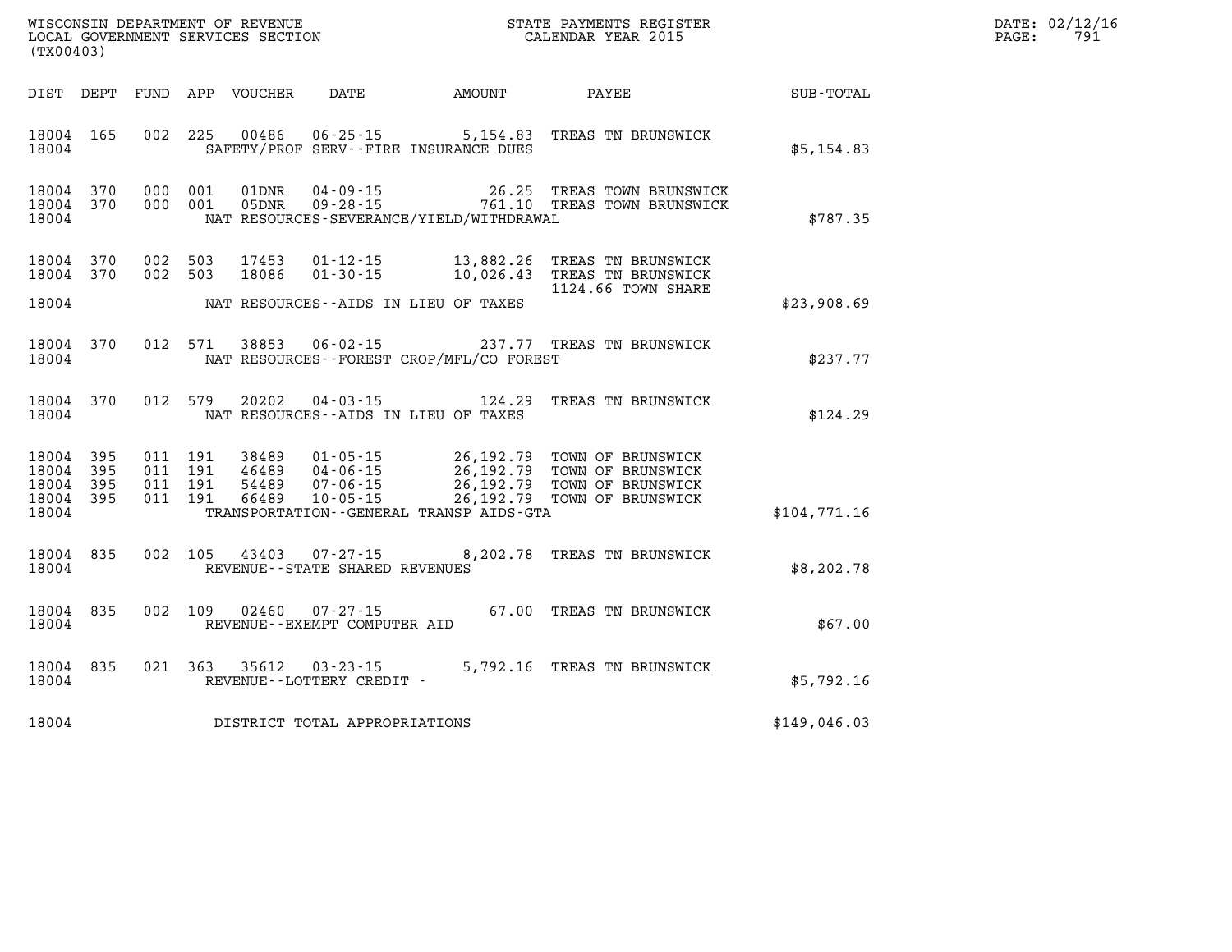WISCONSIN DEPARTMENT OF REVENUE
LOCAL GOVERNMENT SERVICES SECTION
(TX00403)

STATE PAYMENTS REGISTER
CALENDAR YEAR 2015

DATE: 02/12/16

| DIST | DEPT | FUND | APP | VOUCHER | DATE | AMOUNT | PAYEE | SUB-TOTAL |
|---|---|---|---|---|---|---|---|---|
| 18004 | 165 | 002 | 225 | 00486 | 06-25-15 | 5,154.83 | TREAS TN BRUNSWICK | |
| 18004 | | | | | SAFETY/PROF SERV--FIRE INSURANCE DUES | | | $5,154.83 |
| 18004 | 370 | 000 | 001 | 01DNR | 04-09-15 | 26.25 | TREAS TOWN BRUNSWICK | |
| 18004 | 370 | 000 | 001 | 05DNR | 09-28-15 | 761.10 | TREAS TOWN BRUNSWICK | |
| 18004 | | | | | NAT RESOURCES-SEVERANCE/YIELD/WITHDRAWAL | | | $787.35 |
| 18004 | 370 | 002 | 503 | 17453 | 01-12-15 | 13,882.26 | TREAS TN BRUNSWICK | |
| 18004 | 370 | 002 | 503 | 18086 | 01-30-15 | 10,026.43 | TREAS TN BRUNSWICK | |
| | | | | | | | 1124.66 TOWN SHARE | |
| 18004 | | | | | NAT RESOURCES--AIDS IN LIEU OF TAXES | | | $23,908.69 |
| 18004 | 370 | 012 | 571 | 38853 | 06-02-15 | 237.77 | TREAS TN BRUNSWICK | |
| 18004 | | | | | NAT RESOURCES--FOREST CROP/MFL/CO FOREST | | | $237.77 |
| 18004 | 370 | 012 | 579 | 20202 | 04-03-15 | 124.29 | TREAS TN BRUNSWICK | |
| 18004 | | | | | NAT RESOURCES--AIDS IN LIEU OF TAXES | | | $124.29 |
| 18004 | 395 | 011 | 191 | 38489 | 01-05-15 | 26,192.79 | TOWN OF BRUNSWICK | |
| 18004 | 395 | 011 | 191 | 46489 | 04-06-15 | 26,192.79 | TOWN OF BRUNSWICK | |
| 18004 | 395 | 011 | 191 | 54489 | 07-06-15 | 26,192.79 | TOWN OF BRUNSWICK | |
| 18004 | 395 | 011 | 191 | 66489 | 10-05-15 | 26,192.79 | TOWN OF BRUNSWICK | |
| 18004 | | | | | TRANSPORTATION--GENERAL TRANSP AIDS-GTA | | | $104,771.16 |
| 18004 | 835 | 002 | 105 | 43403 | 07-27-15 | 8,202.78 | TREAS TN BRUNSWICK | |
| 18004 | | | | | REVENUE--STATE SHARED REVENUES | | | $8,202.78 |
| 18004 | 835 | 002 | 109 | 02460 | 07-27-15 | 67.00 | TREAS TN BRUNSWICK | |
| 18004 | | | | | REVENUE--EXEMPT COMPUTER AID | | | $67.00 |
| 18004 | 835 | 021 | 363 | 35612 | 03-23-15 | 5,792.16 | TREAS TN BRUNSWICK | |
| 18004 | | | | | REVENUE--LOTTERY CREDIT - | | | $5,792.16 |
| 18004 | | | | | DISTRICT TOTAL APPROPRIATIONS | | | $149,046.03 |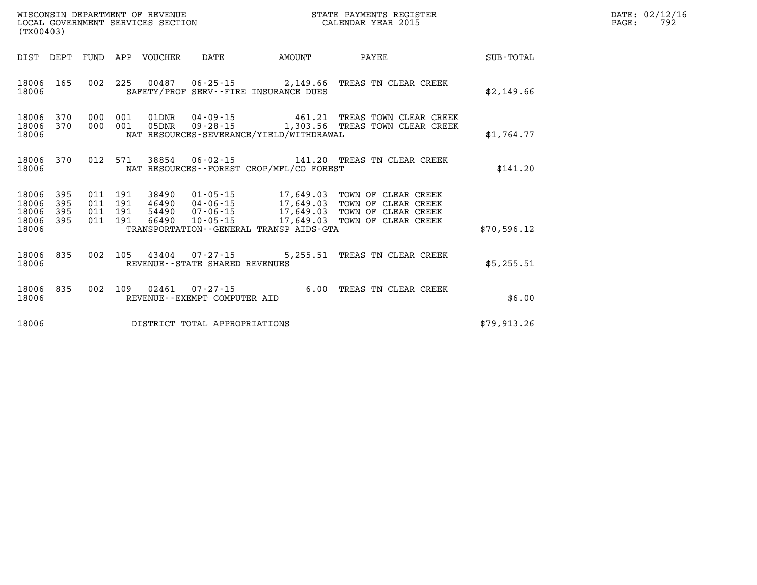WISCONSIN DEPARTMENT OF REVENUE
LOCAL GOVERNMENT SERVICES SECTION
(TX00403)

STATE PAYMENTS REGISTER
CALENDAR YEAR 2015

DATE: 02/12/16
PAGE: 792

| DIST | DEPT | FUND | APP | VOUCHER | DATE | AMOUNT | PAYEE | SUB-TOTAL |
|---|---|---|---|---|---|---|---|---|
| 18006 | 165 | 002 | 225 | 00487 | 06-25-15 | 2,149.66 | TREAS TN CLEAR CREEK | |
| 18006 | | | | SAFETY/PROF SERV--FIRE INSURANCE DUES | | | | $2,149.66 |
| 18006 | 370 | 000 | 001 | 01DNR | 04-09-15 | 461.21 | TREAS TOWN CLEAR CREEK | |
| 18006 | 370 | 000 | 001 | 05DNR | 09-28-15 | 1,303.56 | TREAS TOWN CLEAR CREEK | |
| 18006 | | | | NAT RESOURCES-SEVERANCE/YIELD/WITHDRAWAL | | | | $1,764.77 |
| 18006 | 370 | 012 | 571 | 38854 | 06-02-15 | 141.20 | TREAS TN CLEAR CREEK | |
| 18006 | | | | NAT RESOURCES--FOREST CROP/MFL/CO FOREST | | | | $141.20 |
| 18006 | 395 | 011 | 191 | 38490 | 01-05-15 | 17,649.03 | TOWN OF CLEAR CREEK | |
| 18006 | 395 | 011 | 191 | 46490 | 04-06-15 | 17,649.03 | TOWN OF CLEAR CREEK | |
| 18006 | 395 | 011 | 191 | 54490 | 07-06-15 | 17,649.03 | TOWN OF CLEAR CREEK | |
| 18006 | 395 | 011 | 191 | 66490 | 10-05-15 | 17,649.03 | TOWN OF CLEAR CREEK | |
| 18006 | | | | TRANSPORTATION--GENERAL TRANSP AIDS-GTA | | | | $70,596.12 |
| 18006 | 835 | 002 | 105 | 43404 | 07-27-15 | 5,255.51 | TREAS TN CLEAR CREEK | |
| 18006 | | | | REVENUE--STATE SHARED REVENUES | | | | $5,255.51 |
| 18006 | 835 | 002 | 109 | 02461 | 07-27-15 | 6.00 | TREAS TN CLEAR CREEK | |
| 18006 | | | | REVENUE--EXEMPT COMPUTER AID | | | | $6.00 |
| 18006 | | | | DISTRICT TOTAL APPROPRIATIONS | | | | $79,913.26 |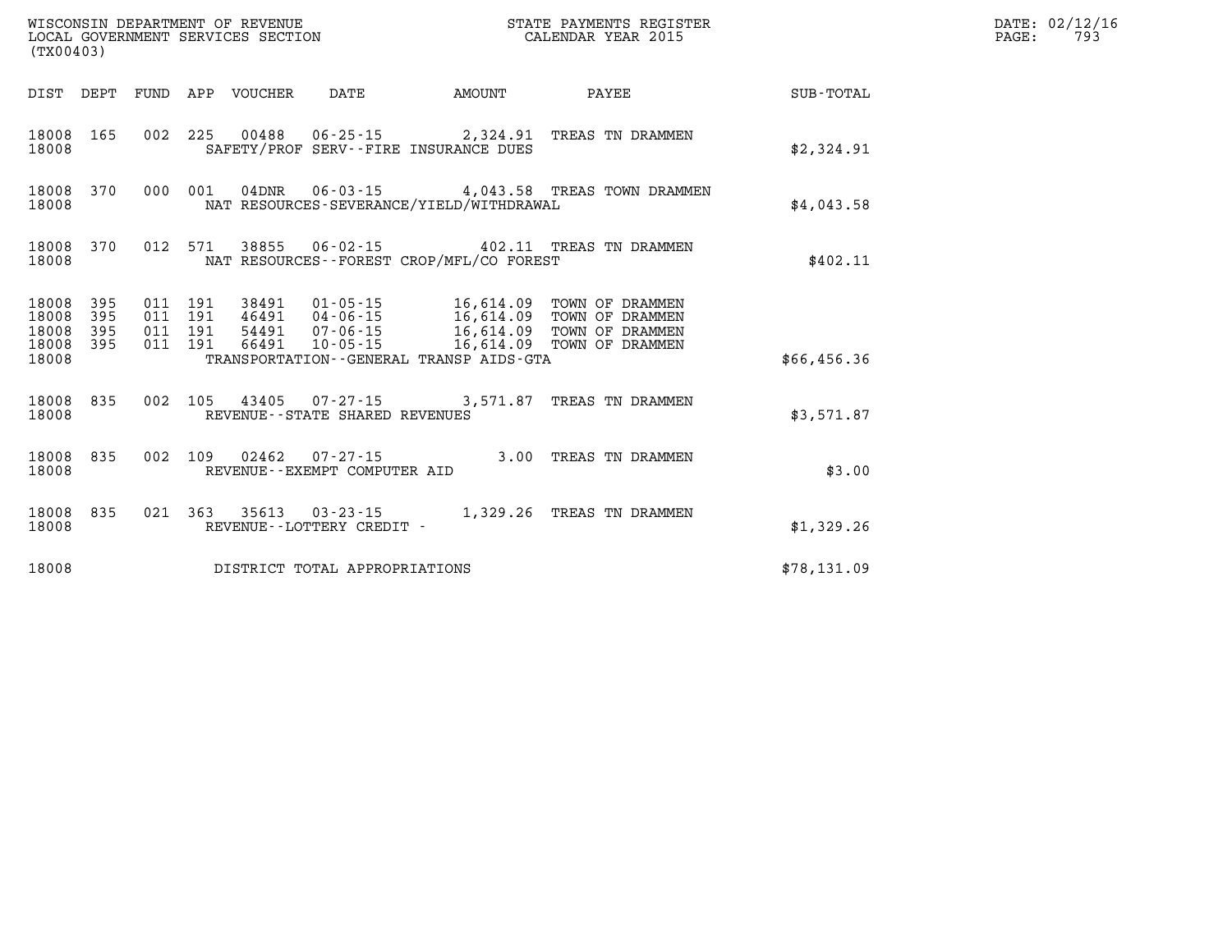WISCONSIN DEPARTMENT OF REVENUE
LOCAL GOVERNMENT SERVICES SECTION
(TX00403)

STATE PAYMENTS REGISTER
CALENDAR YEAR 2015

DATE: 02/12/16

| DIST | DEPT | FUND | APP | VOUCHER | DATE | AMOUNT | PAYEE | SUB-TOTAL |
|---|---|---|---|---|---|---|---|---|
| 18008 | 165 | 002 | 225 | 00488 | 06-25-15 | 2,324.91 | TREAS TN DRAMMEN | |
| 18008 | | | | SAFETY/PROF SERV--FIRE INSURANCE DUES | | | | $2,324.91 |
| 18008 | 370 | 000 | 001 | 04DNR | 06-03-15 | 4,043.58 | TREAS TOWN DRAMMEN | |
| 18008 | | | | NAT RESOURCES-SEVERANCE/YIELD/WITHDRAWAL | | | | $4,043.58 |
| 18008 | 370 | 012 | 571 | 38855 | 06-02-15 | 402.11 | TREAS TN DRAMMEN | |
| 18008 | | | | NAT RESOURCES--FOREST CROP/MFL/CO FOREST | | | | $402.11 |
| 18008 | 395 | 011 | 191 | 38491 | 01-05-15 | 16,614.09 | TOWN OF DRAMMEN | |
| 18008 | 395 | 011 | 191 | 46491 | 04-06-15 | 16,614.09 | TOWN OF DRAMMEN | |
| 18008 | 395 | 011 | 191 | 54491 | 07-06-15 | 16,614.09 | TOWN OF DRAMMEN | |
| 18008 | 395 | 011 | 191 | 66491 | 10-05-15 | 16,614.09 | TOWN OF DRAMMEN | |
| 18008 | | | | TRANSPORTATION--GENERAL TRANSP AIDS-GTA | | | | $66,456.36 |
| 18008 | 835 | 002 | 105 | 43405 | 07-27-15 | 3,571.87 | TREAS TN DRAMMEN | |
| 18008 | | | | REVENUE--STATE SHARED REVENUES | | | | $3,571.87 |
| 18008 | 835 | 002 | 109 | 02462 | 07-27-15 | 3.00 | TREAS TN DRAMMEN | |
| 18008 | | | | REVENUE--EXEMPT COMPUTER AID | | | | $3.00 |
| 18008 | 835 | 021 | 363 | 35613 | 03-23-15 | 1,329.26 | TREAS TN DRAMMEN | |
| 18008 | | | | REVENUE--LOTTERY CREDIT - | | | | $1,329.26 |
| 18008 | | | | DISTRICT TOTAL APPROPRIATIONS | | | | $78,131.09 |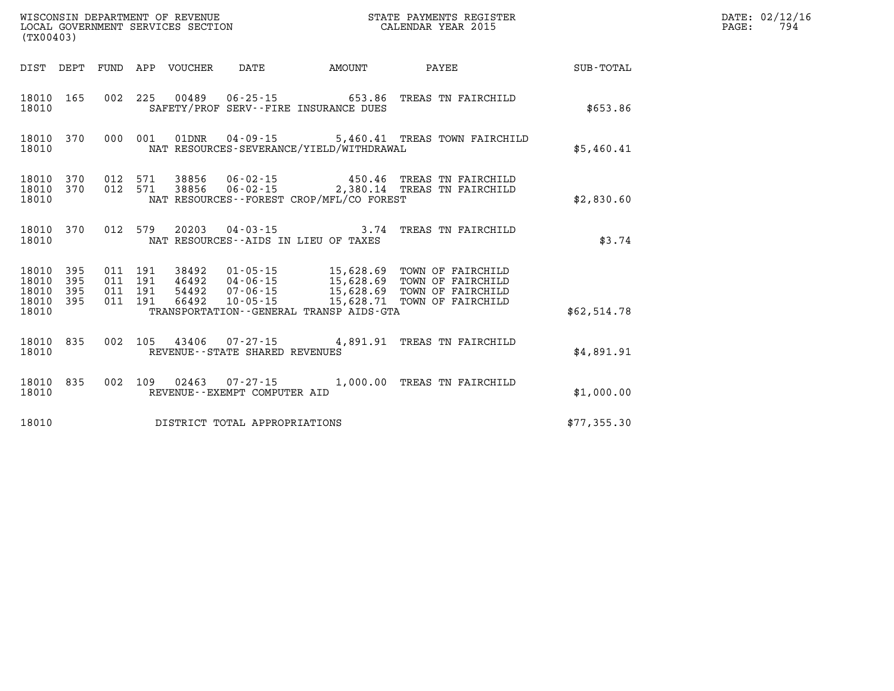WISCONSIN DEPARTMENT OF REVENUE
LOCAL GOVERNMENT SERVICES SECTION
(TX00403)

STATE PAYMENTS REGISTER
CALENDAR YEAR 2015

DATE: 02/12/16
PAGE: 794

| DIST | DEPT | FUND | APP | VOUCHER | DATE | AMOUNT | PAYEE | SUB-TOTAL |
|---|---|---|---|---|---|---|---|---|
| 18010 | 165 | 002 | 225 | 00489 | 06-25-15 | 653.86 | TREAS TN FAIRCHILD | |
| 18010 | | | | | SAFETY/PROF SERV--FIRE INSURANCE DUES | | | $653.86 |
| 18010 | 370 | 000 | 001 | 01DNR | 04-09-15 | 5,460.41 | TREAS TOWN FAIRCHILD | |
| 18010 | | | | | NAT RESOURCES-SEVERANCE/YIELD/WITHDRAWAL | | | $5,460.41 |
| 18010 | 370 | 012 | 571 | 38856 | 06-02-15 | 450.46 | TREAS TN FAIRCHILD | |
| 18010 | 370 | 012 | 571 | 38856 | 06-02-15 | 2,380.14 | TREAS TN FAIRCHILD | |
| 18010 | | | | | NAT RESOURCES--FOREST CROP/MFL/CO FOREST | | | $2,830.60 |
| 18010 | 370 | 012 | 579 | 20203 | 04-03-15 | 3.74 | TREAS TN FAIRCHILD | |
| 18010 | | | | | NAT RESOURCES--AIDS IN LIEU OF TAXES | | | $3.74 |
| 18010 | 395 | 011 | 191 | 38492 | 01-05-15 | 15,628.69 | TOWN OF FAIRCHILD | |
| 18010 | 395 | 011 | 191 | 46492 | 04-06-15 | 15,628.69 | TOWN OF FAIRCHILD | |
| 18010 | 395 | 011 | 191 | 54492 | 07-06-15 | 15,628.69 | TOWN OF FAIRCHILD | |
| 18010 | 395 | 011 | 191 | 66492 | 10-05-15 | 15,628.71 | TOWN OF FAIRCHILD | |
| 18010 | | | | | TRANSPORTATION--GENERAL TRANSP AIDS-GTA | | | $62,514.78 |
| 18010 | 835 | 002 | 105 | 43406 | 07-27-15 | 4,891.91 | TREAS TN FAIRCHILD | |
| 18010 | | | | | REVENUE--STATE SHARED REVENUES | | | $4,891.91 |
| 18010 | 835 | 002 | 109 | 02463 | 07-27-15 | 1,000.00 | TREAS TN FAIRCHILD | |
| 18010 | | | | | REVENUE--EXEMPT COMPUTER AID | | | $1,000.00 |
| 18010 | | | | | DISTRICT TOTAL APPROPRIATIONS | | | $77,355.30 |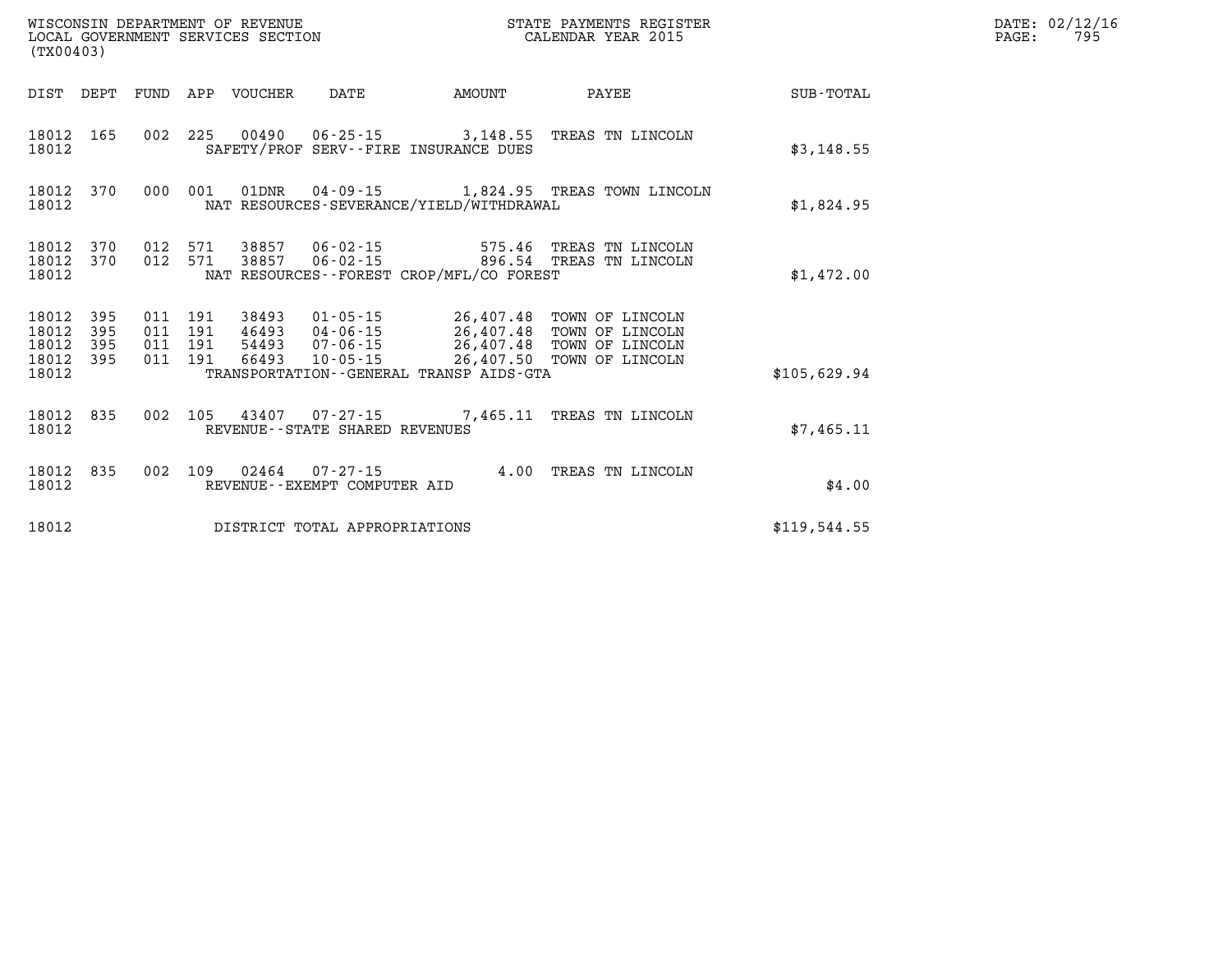WISCONSIN DEPARTMENT OF REVENUE
LOCAL GOVERNMENT SERVICES SECTION
(TX00403)

STATE PAYMENTS REGISTER
CALENDAR YEAR 2015

DATE: 02/12/16
PAGE: 795

| DIST | DEPT | FUND | APP | VOUCHER | DATE | AMOUNT | PAYEE | SUB-TOTAL |
|---|---|---|---|---|---|---|---|---|
| 18012 | 165 | 002 | 225 | 00490 | 06-25-15 | 3,148.55 | TREAS TN LINCOLN | |
| 18012 | | | | SAFETY/PROF SERV--FIRE INSURANCE DUES | | | | $3,148.55 |
| 18012 | 370 | 000 | 001 | 01DNR | 04-09-15 | 1,824.95 | TREAS TOWN LINCOLN | |
| 18012 | | | | NAT RESOURCES-SEVERANCE/YIELD/WITHDRAWAL | | | | $1,824.95 |
| 18012 | 370 | 012 | 571 | 38857 | 06-02-15 | 575.46 | TREAS TN LINCOLN | |
| 18012 | 370 | 012 | 571 | 38857 | 06-02-15 | 896.54 | TREAS TN LINCOLN | |
| 18012 | | | | NAT RESOURCES--FOREST CROP/MFL/CO FOREST | | | | $1,472.00 |
| 18012 | 395 | 011 | 191 | 38493 | 01-05-15 | 26,407.48 | TOWN OF LINCOLN | |
| 18012 | 395 | 011 | 191 | 46493 | 04-06-15 | 26,407.48 | TOWN OF LINCOLN | |
| 18012 | 395 | 011 | 191 | 54493 | 07-06-15 | 26,407.48 | TOWN OF LINCOLN | |
| 18012 | 395 | 011 | 191 | 66493 | 10-05-15 | 26,407.50 | TOWN OF LINCOLN | |
| 18012 | | | | TRANSPORTATION--GENERAL TRANSP AIDS-GTA | | | | $105,629.94 |
| 18012 | 835 | 002 | 105 | 43407 | 07-27-15 | 7,465.11 | TREAS TN LINCOLN | |
| 18012 | | | | REVENUE--STATE SHARED REVENUES | | | | $7,465.11 |
| 18012 | 835 | 002 | 109 | 02464 | 07-27-15 | 4.00 | TREAS TN LINCOLN | |
| 18012 | | | | REVENUE--EXEMPT COMPUTER AID | | | | $4.00 |
| 18012 | | | | DISTRICT TOTAL APPROPRIATIONS | | | | $119,544.55 |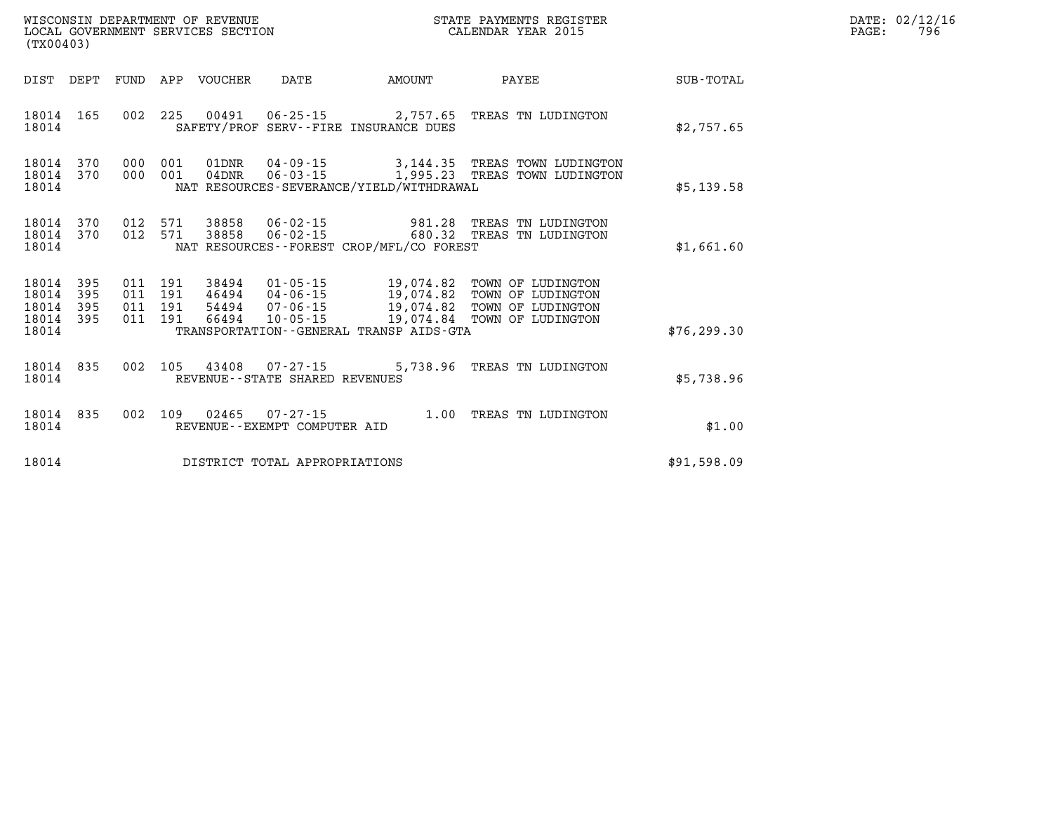WISCONSIN DEPARTMENT OF REVENUE
LOCAL GOVERNMENT SERVICES SECTION
(TX00403)

STATE PAYMENTS REGISTER
CALENDAR YEAR 2015

DATE: 02/12/16
PAGE: 796

| DIST | DEPT | FUND | APP | VOUCHER | DATE | AMOUNT | PAYEE | SUB-TOTAL |
|---|---|---|---|---|---|---|---|---|
| 18014 | 165 | 002 | 225 | 00491 | 06-25-15 | 2,757.65 | TREAS TN LUDINGTON | |
| 18014 | | | | SAFETY/PROF SERV--FIRE INSURANCE DUES | | | | $2,757.65 |
| 18014 | 370 | 000 | 001 | 01DNR | 04-09-15 | 3,144.35 | TREAS TOWN LUDINGTON | |
| 18014 | 370 | 000 | 001 | 04DNR | 06-03-15 | 1,995.23 | TREAS TOWN LUDINGTON | |
| 18014 | | | | NAT RESOURCES-SEVERANCE/YIELD/WITHDRAWAL | | | | $5,139.58 |
| 18014 | 370 | 012 | 571 | 38858 | 06-02-15 | 981.28 | TREAS TN LUDINGTON | |
| 18014 | 370 | 012 | 571 | 38858 | 06-02-15 | 680.32 | TREAS TN LUDINGTON | |
| 18014 | | | | NAT RESOURCES--FOREST CROP/MFL/CO FOREST | | | | $1,661.60 |
| 18014 | 395 | 011 | 191 | 38494 | 01-05-15 | 19,074.82 | TOWN OF LUDINGTON | |
| 18014 | 395 | 011 | 191 | 46494 | 04-06-15 | 19,074.82 | TOWN OF LUDINGTON | |
| 18014 | 395 | 011 | 191 | 54494 | 07-06-15 | 19,074.82 | TOWN OF LUDINGTON | |
| 18014 | 395 | 011 | 191 | 66494 | 10-05-15 | 19,074.84 | TOWN OF LUDINGTON | |
| 18014 | | | | TRANSPORTATION--GENERAL TRANSP AIDS-GTA | | | | $76,299.30 |
| 18014 | 835 | 002 | 105 | 43408 | 07-27-15 | 5,738.96 | TREAS TN LUDINGTON | |
| 18014 | | | | REVENUE--STATE SHARED REVENUES | | | | $5,738.96 |
| 18014 | 835 | 002 | 109 | 02465 | 07-27-15 | 1.00 | TREAS TN LUDINGTON | |
| 18014 | | | | REVENUE--EXEMPT COMPUTER AID | | | | $1.00 |
| 18014 | | | | DISTRICT TOTAL APPROPRIATIONS | | | | $91,598.09 |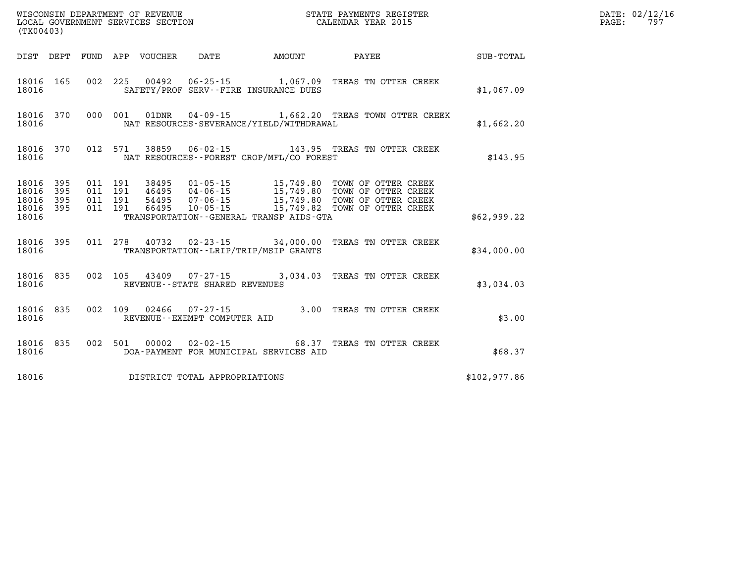WISCONSIN DEPARTMENT OF REVENUE
LOCAL GOVERNMENT SERVICES SECTION
(TX00403)

STATE PAYMENTS REGISTER
CALENDAR YEAR 2015

DATE: 02/12/16
PAGE: 797

| DIST | DEPT | FUND | APP | VOUCHER | DATE | AMOUNT | PAYEE | SUB-TOTAL |
|---|---|---|---|---|---|---|---|---|
| 18016 | 165 | 002 | 225 | 00492 | 06-25-15 | 1,067.09 | TREAS TN OTTER CREEK | |
| 18016 | | | | SAFETY/PROF SERV--FIRE INSURANCE DUES | | | | $1,067.09 |
| 18016 | 370 | 000 | 001 | 01DNR | 04-09-15 | 1,662.20 | TREAS TOWN OTTER CREEK | |
| 18016 | | | | NAT RESOURCES-SEVERANCE/YIELD/WITHDRAWAL | | | | $1,662.20 |
| 18016 | 370 | 012 | 571 | 38859 | 06-02-15 | 143.95 | TREAS TN OTTER CREEK | |
| 18016 | | | | NAT RESOURCES--FOREST CROP/MFL/CO FOREST | | | | $143.95 |
| 18016 | 395 | 011 | 191 | 38495 | 01-05-15 | 15,749.80 | TOWN OF OTTER CREEK | |
| 18016 | 395 | 011 | 191 | 46495 | 04-06-15 | 15,749.80 | TOWN OF OTTER CREEK | |
| 18016 | 395 | 011 | 191 | 54495 | 07-06-15 | 15,749.80 | TOWN OF OTTER CREEK | |
| 18016 | 395 | 011 | 191 | 66495 | 10-05-15 | 15,749.82 | TOWN OF OTTER CREEK | |
| 18016 | | | | TRANSPORTATION--GENERAL TRANSP AIDS-GTA | | | | $62,999.22 |
| 18016 | 395 | 011 | 278 | 40732 | 02-23-15 | 34,000.00 | TREAS TN OTTER CREEK | |
| 18016 | | | | TRANSPORTATION--LRIP/TRIP/MSIP GRANTS | | | | $34,000.00 |
| 18016 | 835 | 002 | 105 | 43409 | 07-27-15 | 3,034.03 | TREAS TN OTTER CREEK | |
| 18016 | | | | REVENUE--STATE SHARED REVENUES | | | | $3,034.03 |
| 18016 | 835 | 002 | 109 | 02466 | 07-27-15 | 3.00 | TREAS TN OTTER CREEK | |
| 18016 | | | | REVENUE--EXEMPT COMPUTER AID | | | | $3.00 |
| 18016 | 835 | 002 | 501 | 00002 | 02-02-15 | 68.37 | TREAS TN OTTER CREEK | |
| 18016 | | | | DOA-PAYMENT FOR MUNICIPAL SERVICES AID | | | | $68.37 |
| 18016 | | | | DISTRICT TOTAL APPROPRIATIONS | | | | $102,977.86 |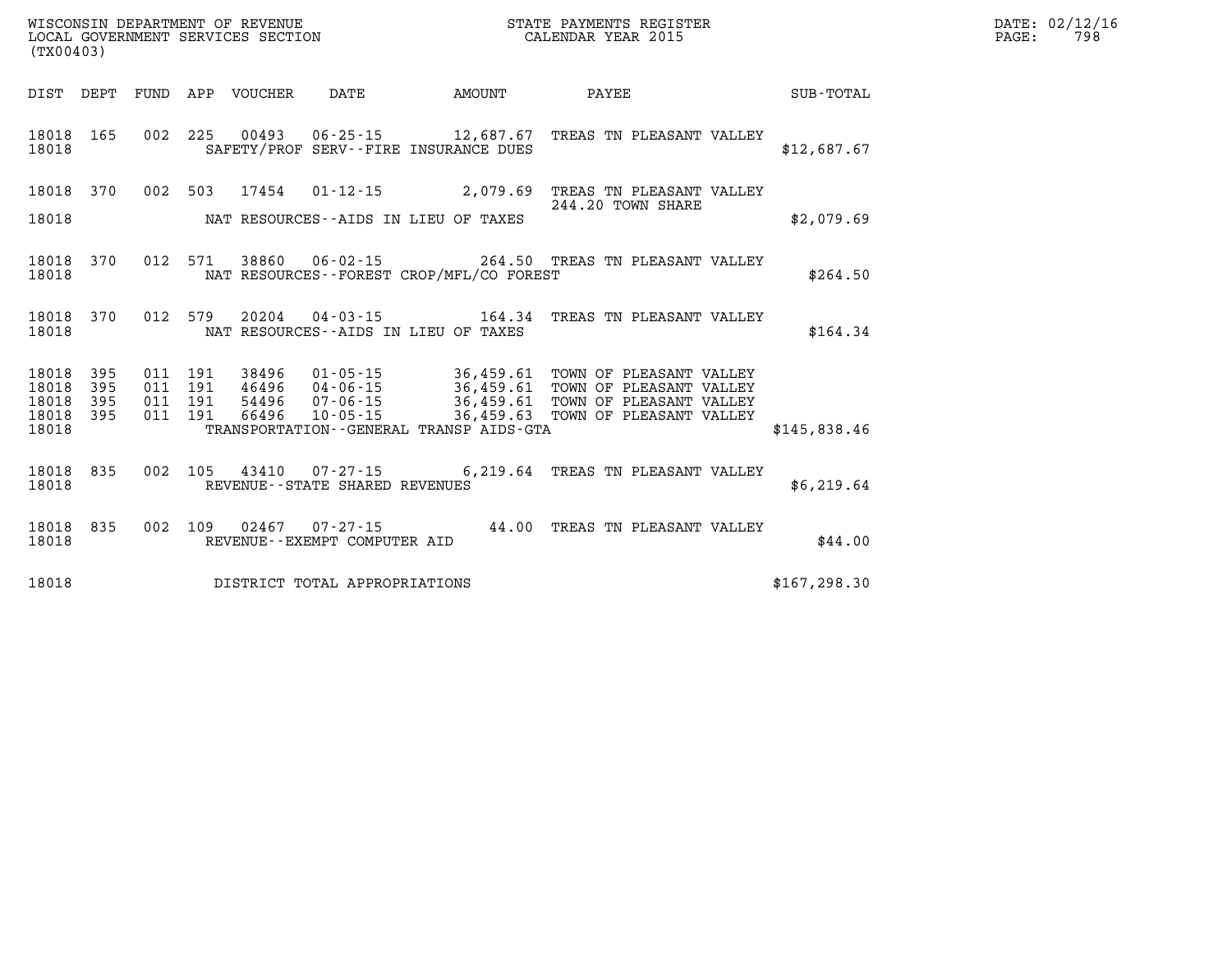WISCONSIN DEPARTMENT OF REVENUE
LOCAL GOVERNMENT SERVICES SECTION
(TX00403)

STATE PAYMENTS REGISTER
CALENDAR YEAR 2015

| DIST | DEPT | FUND | APP | VOUCHER | DATE | AMOUNT | PAYEE | SUB-TOTAL |
|---|---|---|---|---|---|---|---|---|
| 18018 | 165 | 002 | 225 | 00493 | 06-25-15 | 12,687.67 | TREAS TN PLEASANT VALLEY | |
| 18018 | | | | | SAFETY/PROF SERV--FIRE INSURANCE DUES | | | $12,687.67 |
| 18018 | 370 | 002 | 503 | 17454 | 01-12-15 | 2,079.69 | TREAS TN PLEASANT VALLEY 244.20 TOWN SHARE | |
| 18018 | | | | | NAT RESOURCES--AIDS IN LIEU OF TAXES | | | $2,079.69 |
| 18018 | 370 | 012 | 571 | 38860 | 06-02-15 | 264.50 | TREAS TN PLEASANT VALLEY | |
| 18018 | | | | | NAT RESOURCES--FOREST CROP/MFL/CO FOREST | | | $264.50 |
| 18018 | 370 | 012 | 579 | 20204 | 04-03-15 | 164.34 | TREAS TN PLEASANT VALLEY | |
| 18018 | | | | | NAT RESOURCES--AIDS IN LIEU OF TAXES | | | $164.34 |
| 18018 | 395 | 011 | 191 | 38496 | 01-05-15 | 36,459.61 | TOWN OF PLEASANT VALLEY | |
| 18018 | 395 | 011 | 191 | 46496 | 04-06-15 | 36,459.61 | TOWN OF PLEASANT VALLEY | |
| 18018 | 395 | 011 | 191 | 54496 | 07-06-15 | 36,459.61 | TOWN OF PLEASANT VALLEY | |
| 18018 | 395 | 011 | 191 | 66496 | 10-05-15 | 36,459.63 | TOWN OF PLEASANT VALLEY | |
| 18018 | | | | | TRANSPORTATION--GENERAL TRANSP AIDS-GTA | | | $145,838.46 |
| 18018 | 835 | 002 | 105 | 43410 | 07-27-15 | 6,219.64 | TREAS TN PLEASANT VALLEY | |
| 18018 | | | | | REVENUE--STATE SHARED REVENUES | | | $6,219.64 |
| 18018 | 835 | 002 | 109 | 02467 | 07-27-15 | 44.00 | TREAS TN PLEASANT VALLEY | |
| 18018 | | | | | REVENUE--EXEMPT COMPUTER AID | | | $44.00 |
| 18018 | | | | | DISTRICT TOTAL APPROPRIATIONS | | | $167,298.30 |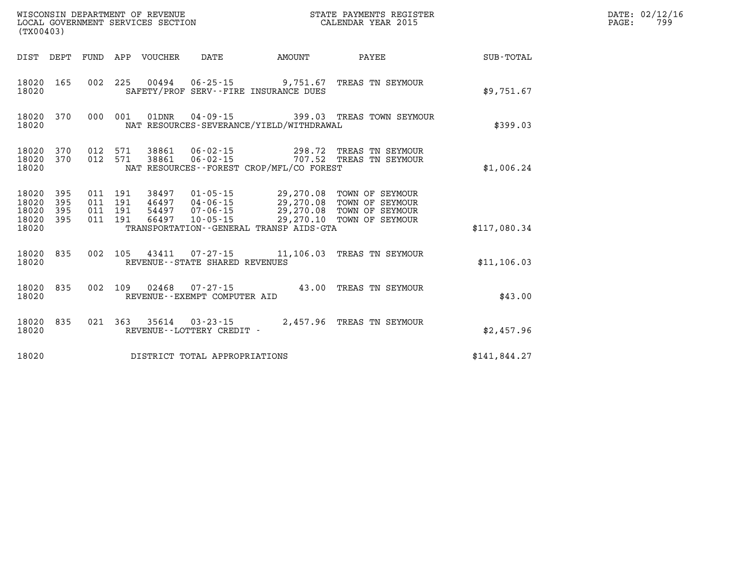WISCONSIN DEPARTMENT OF REVENUE
LOCAL GOVERNMENT SERVICES SECTION
(TX00403)

STATE PAYMENTS REGISTER
CALENDAR YEAR 2015

DATE: 02/12/16
PAGE: 799

| DIST | DEPT | FUND | APP | VOUCHER | DATE | AMOUNT | PAYEE | SUB-TOTAL |
|---|---|---|---|---|---|---|---|---|
| 18020 | 165 | 002 | 225 | 00494 | 06-25-15 | 9,751.67 | TREAS TN SEYMOUR | |
| 18020 | | | | SAFETY/PROF SERV--FIRE INSURANCE DUES | | | | $9,751.67 |
| 18020 | 370 | 000 | 001 | 01DNR | 04-09-15 | 399.03 | TREAS TOWN SEYMOUR | |
| 18020 | | | | NAT RESOURCES-SEVERANCE/YIELD/WITHDRAWAL | | | | $399.03 |
| 18020 | 370 | 012 | 571 | 38861 | 06-02-15 | 298.72 | TREAS TN SEYMOUR | |
| 18020 | 370 | 012 | 571 | 38861 | 06-02-15 | 707.52 | TREAS TN SEYMOUR | |
| 18020 | | | | NAT RESOURCES--FOREST CROP/MFL/CO FOREST | | | | $1,006.24 |
| 18020 | 395 | 011 | 191 | 38497 | 01-05-15 | 29,270.08 | TOWN OF SEYMOUR | |
| 18020 | 395 | 011 | 191 | 46497 | 04-06-15 | 29,270.08 | TOWN OF SEYMOUR | |
| 18020 | 395 | 011 | 191 | 54497 | 07-06-15 | 29,270.08 | TOWN OF SEYMOUR | |
| 18020 | 395 | 011 | 191 | 66497 | 10-05-15 | 29,270.10 | TOWN OF SEYMOUR | |
| 18020 | | | | TRANSPORTATION--GENERAL TRANSP AIDS-GTA | | | | $117,080.34 |
| 18020 | 835 | 002 | 105 | 43411 | 07-27-15 | 11,106.03 | TREAS TN SEYMOUR | |
| 18020 | | | | REVENUE--STATE SHARED REVENUES | | | | $11,106.03 |
| 18020 | 835 | 002 | 109 | 02468 | 07-27-15 | 43.00 | TREAS TN SEYMOUR | |
| 18020 | | | | REVENUE--EXEMPT COMPUTER AID | | | | $43.00 |
| 18020 | 835 | 021 | 363 | 35614 | 03-23-15 | 2,457.96 | TREAS TN SEYMOUR | |
| 18020 | | | | REVENUE--LOTTERY CREDIT - | | | | $2,457.96 |
| 18020 | | | | DISTRICT TOTAL APPROPRIATIONS | | | | $141,844.27 |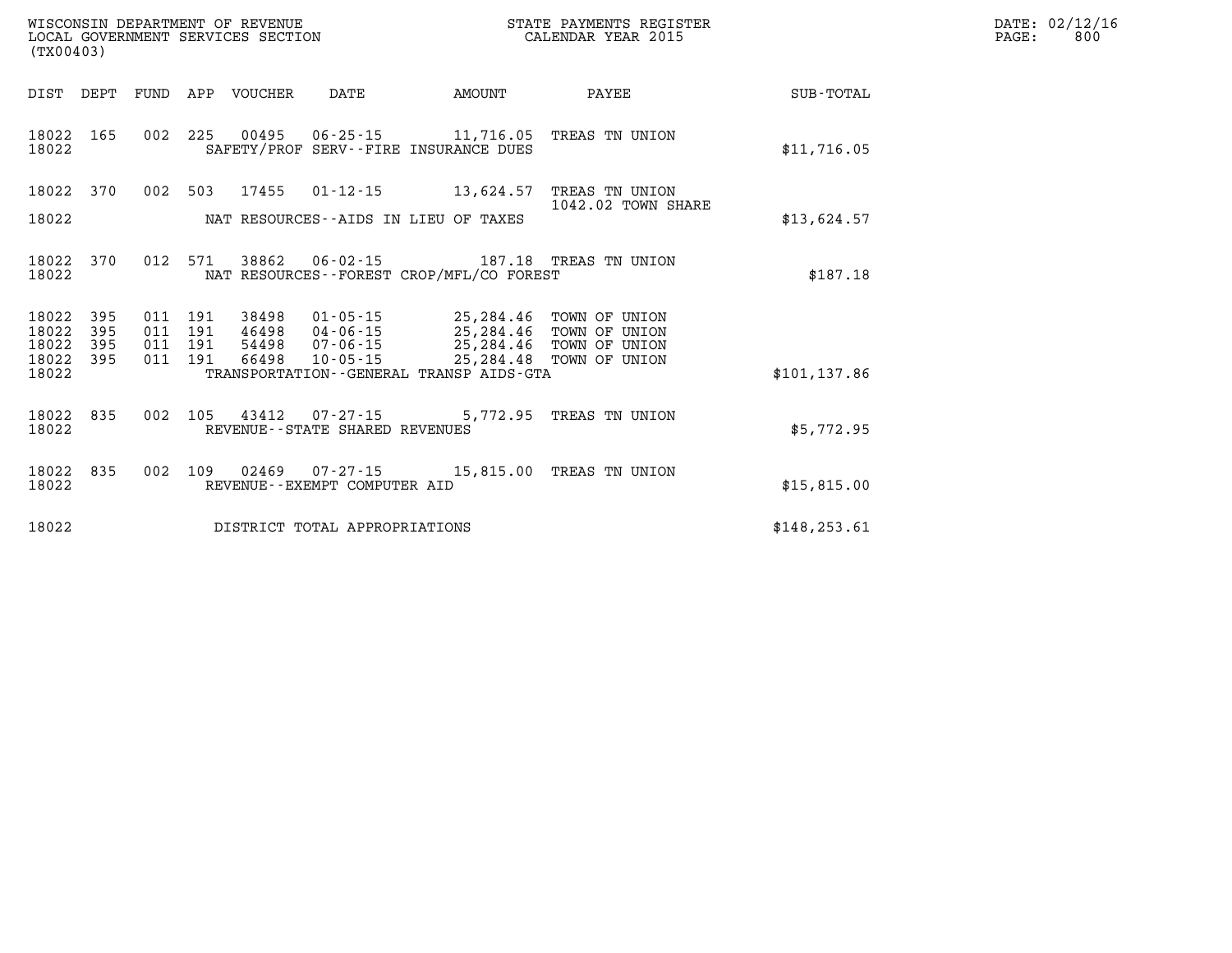WISCONSIN DEPARTMENT OF REVENUE
LOCAL GOVERNMENT SERVICES SECTION
(TX00403)

STATE PAYMENTS REGISTER
CALENDAR YEAR 2015

DATE: 02/12/16
PAGE: 800

| DIST | DEPT | FUND | APP | VOUCHER | DATE | AMOUNT | PAYEE | SUB-TOTAL |
|---|---|---|---|---|---|---|---|---|
| 18022 | 165 | 002 | 225 | 00495 | 06-25-15 | 11,716.05 | TREAS TN UNION | |
| 18022 | | | | SAFETY/PROF SERV--FIRE INSURANCE DUES | | | | $11,716.05 |
| 18022 | 370 | 002 | 503 | 17455 | 01-12-15 | 13,624.57 | TREAS TN UNION 1042.02 TOWN SHARE | |
| 18022 | | | | NAT RESOURCES--AIDS IN LIEU OF TAXES | | | | $13,624.57 |
| 18022 | 370 | 012 | 571 | 38862 | 06-02-15 | 187.18 | TREAS TN UNION | |
| 18022 | | | | NAT RESOURCES--FOREST CROP/MFL/CO FOREST | | | | $187.18 |
| 18022 | 395 | 011 | 191 | 38498 | 01-05-15 | 25,284.46 | TOWN OF UNION | |
| 18022 | 395 | 011 | 191 | 46498 | 04-06-15 | 25,284.46 | TOWN OF UNION | |
| 18022 | 395 | 011 | 191 | 54498 | 07-06-15 | 25,284.46 | TOWN OF UNION | |
| 18022 | 395 | 011 | 191 | 66498 | 10-05-15 | 25,284.48 | TOWN OF UNION | |
| 18022 | | | | TRANSPORTATION--GENERAL TRANSP AIDS-GTA | | | | $101,137.86 |
| 18022 | 835 | 002 | 105 | 43412 | 07-27-15 | 5,772.95 | TREAS TN UNION | |
| 18022 | | | | REVENUE--STATE SHARED REVENUES | | | | $5,772.95 |
| 18022 | 835 | 002 | 109 | 02469 | 07-27-15 | 15,815.00 | TREAS TN UNION | |
| 18022 | | | | REVENUE--EXEMPT COMPUTER AID | | | | $15,815.00 |
| 18022 | | | | DISTRICT TOTAL APPROPRIATIONS | | | | $148,253.61 |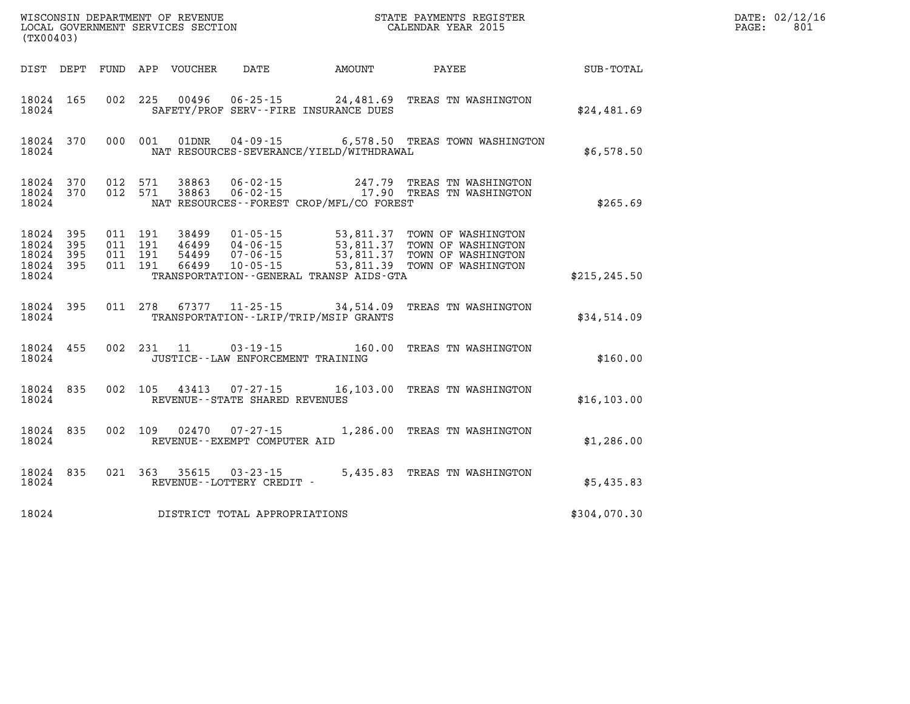WISCONSIN DEPARTMENT OF REVENUE
LOCAL GOVERNMENT SERVICES SECTION
(TX00403)

STATE PAYMENTS REGISTER
CALENDAR YEAR 2015

DATE: 02/12/16
PAGE: 801

| DIST | DEPT | FUND | APP | VOUCHER | DATE | AMOUNT | PAYEE | SUB-TOTAL |
|---|---|---|---|---|---|---|---|---|
| 18024 | 165 | 002 | 225 | 00496 | 06-25-15 | 24,481.69 | TREAS TN WASHINGTON | |
| 18024 | | | | SAFETY/PROF SERV--FIRE INSURANCE DUES | | | | $24,481.69 |
| 18024 | 370 | 000 | 001 | 01DNR | 04-09-15 | 6,578.50 | TREAS TOWN WASHINGTON | |
| 18024 | | | | NAT RESOURCES-SEVERANCE/YIELD/WITHDRAWAL | | | | $6,578.50 |
| 18024 | 370 | 012 | 571 | 38863 | 06-02-15 | 247.79 | TREAS TN WASHINGTON | |
| 18024 | 370 | 012 | 571 | 38863 | 06-02-15 | 17.90 | TREAS TN WASHINGTON | |
| 18024 | | | | NAT RESOURCES--FOREST CROP/MFL/CO FOREST | | | | $265.69 |
| 18024 | 395 | 011 | 191 | 38499 | 01-05-15 | 53,811.37 | TOWN OF WASHINGTON | |
| 18024 | 395 | 011 | 191 | 46499 | 04-06-15 | 53,811.37 | TOWN OF WASHINGTON | |
| 18024 | 395 | 011 | 191 | 54499 | 07-06-15 | 53,811.37 | TOWN OF WASHINGTON | |
| 18024 | 395 | 011 | 191 | 66499 | 10-05-15 | 53,811.39 | TOWN OF WASHINGTON | |
| 18024 | | | | TRANSPORTATION--GENERAL TRANSP AIDS-GTA | | | | $215,245.50 |
| 18024 | 395 | 011 | 278 | 67377 | 11-25-15 | 34,514.09 | TREAS TN WASHINGTON | |
| 18024 | | | | TRANSPORTATION--LRIP/TRIP/MSIP GRANTS | | | | $34,514.09 |
| 18024 | 455 | 002 | 231 | 11 | 03-19-15 | 160.00 | TREAS TN WASHINGTON | |
| 18024 | | | | JUSTICE--LAW ENFORCEMENT TRAINING | | | | $160.00 |
| 18024 | 835 | 002 | 105 | 43413 | 07-27-15 | 16,103.00 | TREAS TN WASHINGTON | |
| 18024 | | | | REVENUE--STATE SHARED REVENUES | | | | $16,103.00 |
| 18024 | 835 | 002 | 109 | 02470 | 07-27-15 | 1,286.00 | TREAS TN WASHINGTON | |
| 18024 | | | | REVENUE--EXEMPT COMPUTER AID | | | | $1,286.00 |
| 18024 | 835 | 021 | 363 | 35615 | 03-23-15 | 5,435.83 | TREAS TN WASHINGTON | |
| 18024 | | | | REVENUE--LOTTERY CREDIT - | | | | $5,435.83 |
| 18024 | | | | DISTRICT TOTAL APPROPRIATIONS | | | | $304,070.30 |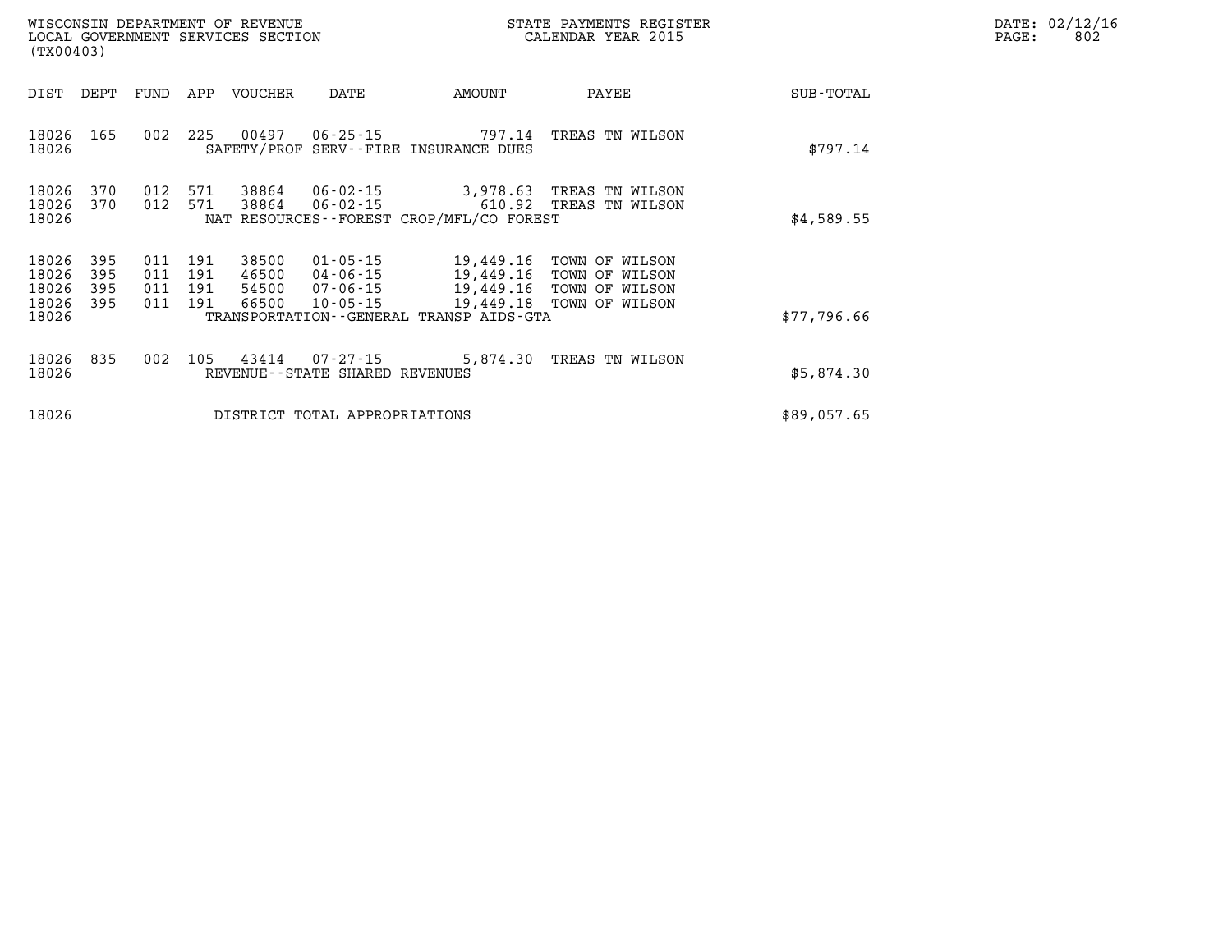WISCONSIN DEPARTMENT OF REVENUE
LOCAL GOVERNMENT SERVICES SECTION
(TX00403)

STATE PAYMENTS REGISTER
CALENDAR YEAR 2015

DATE: 02/12/16

| DIST | DEPT | FUND | APP | VOUCHER | DATE | AMOUNT | PAYEE | SUB-TOTAL |
|---|---|---|---|---|---|---|---|---|
| 18026 | 165 | 002 | 225 | 00497 | 06-25-15 | 797.14 | TREAS TN WILSON | |
| 18026 | | | | SAFETY/PROF SERV--FIRE INSURANCE DUES | | | | $797.14 |
| 18026 | 370 | 012 | 571 | 38864 | 06-02-15 | 3,978.63 | TREAS TN WILSON | |
| 18026 | 370 | 012 | 571 | 38864 | 06-02-15 | 610.92 | TREAS TN WILSON | |
| 18026 | | | | NAT RESOURCES--FOREST CROP/MFL/CO FOREST | | | | $4,589.55 |
| 18026 | 395 | 011 | 191 | 38500 | 01-05-15 | 19,449.16 | TOWN OF WILSON | |
| 18026 | 395 | 011 | 191 | 46500 | 04-06-15 | 19,449.16 | TOWN OF WILSON | |
| 18026 | 395 | 011 | 191 | 54500 | 07-06-15 | 19,449.16 | TOWN OF WILSON | |
| 18026 | 395 | 011 | 191 | 66500 | 10-05-15 | 19,449.18 | TOWN OF WILSON | |
| 18026 | | | | TRANSPORTATION--GENERAL TRANSP AIDS-GTA | | | | $77,796.66 |
| 18026 | 835 | 002 | 105 | 43414 | 07-27-15 | 5,874.30 | TREAS TN WILSON | |
| 18026 | | | | REVENUE--STATE SHARED REVENUES | | | | $5,874.30 |
| 18026 | | | | DISTRICT TOTAL APPROPRIATIONS | | | | $89,057.65 |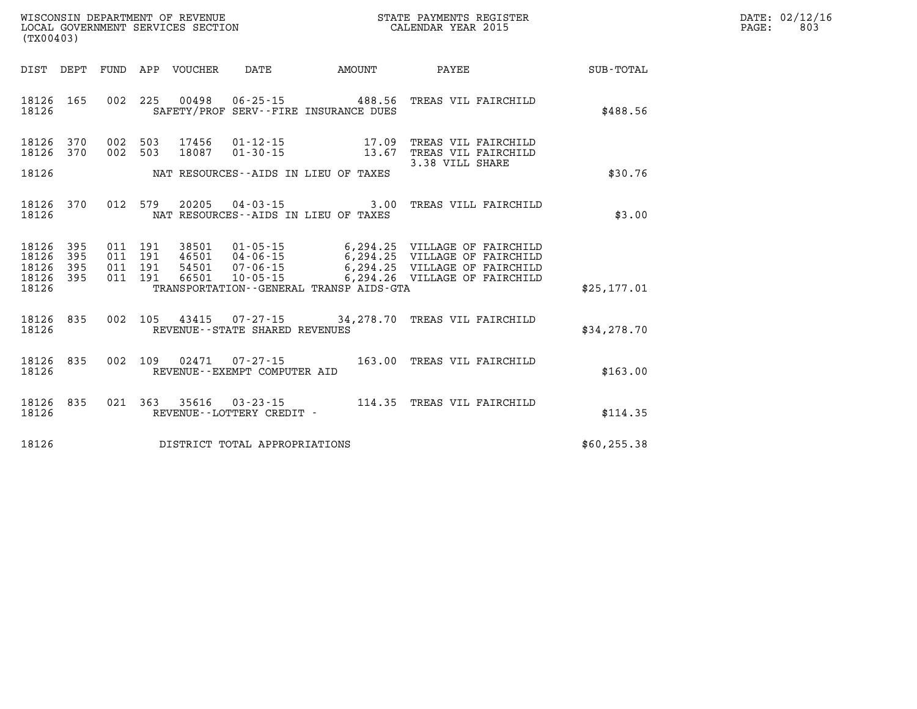WISCONSIN DEPARTMENT OF REVENUE
LOCAL GOVERNMENT SERVICES SECTION
(TX00403)

STATE PAYMENTS REGISTER
CALENDAR YEAR 2015

DATE: 02/12/16

| DIST | DEPT | FUND | APP | VOUCHER | DATE | AMOUNT | PAYEE | SUB-TOTAL |
|---|---|---|---|---|---|---|---|---|
| 18126 | 165 | 002 | 225 | 00498 | 06-25-15 | 488.56 | TREAS VIL FAIRCHILD | |
| 18126 | | | | | SAFETY/PROF SERV--FIRE INSURANCE DUES | | | $488.56 |
| 18126 | 370 | 002 | 503 | 17456 | 01-12-15 | 17.09 | TREAS VIL FAIRCHILD | |
| 18126 | 370 | 002 | 503 | 18087 | 01-30-15 | 13.67 | TREAS VIL FAIRCHILD 3.38 VILL SHARE | |
| 18126 | | | | | NAT RESOURCES--AIDS IN LIEU OF TAXES | | | $30.76 |
| 18126 | 370 | 012 | 579 | 20205 | 04-03-15 | 3.00 | TREAS VILL FAIRCHILD | |
| 18126 | | | | | NAT RESOURCES--AIDS IN LIEU OF TAXES | | | $3.00 |
| 18126 | 395 | 011 | 191 | 38501 | 01-05-15 | 6,294.25 | VILLAGE OF FAIRCHILD | |
| 18126 | 395 | 011 | 191 | 46501 | 04-06-15 | 6,294.25 | VILLAGE OF FAIRCHILD | |
| 18126 | 395 | 011 | 191 | 54501 | 07-06-15 | 6,294.25 | VILLAGE OF FAIRCHILD | |
| 18126 | 395 | 011 | 191 | 66501 | 10-05-15 | 6,294.26 | VILLAGE OF FAIRCHILD | |
| 18126 | | | | | TRANSPORTATION--GENERAL TRANSP AIDS-GTA | | | $25,177.01 |
| 18126 | 835 | 002 | 105 | 43415 | 07-27-15 | 34,278.70 | TREAS VIL FAIRCHILD | |
| 18126 | | | | | REVENUE--STATE SHARED REVENUES | | | $34,278.70 |
| 18126 | 835 | 002 | 109 | 02471 | 07-27-15 | 163.00 | TREAS VIL FAIRCHILD | |
| 18126 | | | | | REVENUE--EXEMPT COMPUTER AID | | | $163.00 |
| 18126 | 835 | 021 | 363 | 35616 | 03-23-15 | 114.35 | TREAS VIL FAIRCHILD | |
| 18126 | | | | | REVENUE--LOTTERY CREDIT - | | | $114.35 |
| 18126 | | | | | DISTRICT TOTAL APPROPRIATIONS | | | $60,255.38 |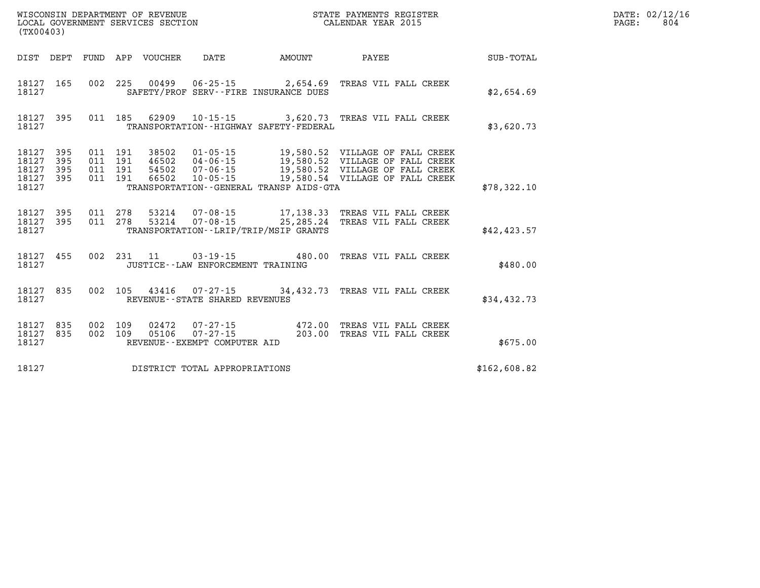WISCONSIN DEPARTMENT OF REVENUE
LOCAL GOVERNMENT SERVICES SECTION
(TX00403)

STATE PAYMENTS REGISTER
CALENDAR YEAR 2015

DATE: 02/12/16

| DIST | DEPT | FUND | APP | VOUCHER | DATE | AMOUNT | PAYEE | SUB-TOTAL |
|---|---|---|---|---|---|---|---|---|
| 18127 | 165 | 002 | 225 | 00499 | 06-25-15 | 2,654.69 | TREAS VIL FALL CREEK | |
| 18127 | | | | | SAFETY/PROF SERV--FIRE INSURANCE DUES | | | $2,654.69 |
| 18127 | 395 | 011 | 185 | 62909 | 10-15-15 | 3,620.73 | TREAS VIL FALL CREEK | |
| 18127 | | | | | TRANSPORTATION--HIGHWAY SAFETY-FEDERAL | | | $3,620.73 |
| 18127 | 395 | 011 | 191 | 38502 | 01-05-15 | 19,580.52 | VILLAGE OF FALL CREEK | |
| 18127 | 395 | 011 | 191 | 46502 | 04-06-15 | 19,580.52 | VILLAGE OF FALL CREEK | |
| 18127 | 395 | 011 | 191 | 54502 | 07-06-15 | 19,580.52 | VILLAGE OF FALL CREEK | |
| 18127 | 395 | 011 | 191 | 66502 | 10-05-15 | 19,580.54 | VILLAGE OF FALL CREEK | |
| 18127 | | | | | TRANSPORTATION--GENERAL TRANSP AIDS-GTA | | | $78,322.10 |
| 18127 | 395 | 011 | 278 | 53214 | 07-08-15 | 17,138.33 | TREAS VIL FALL CREEK | |
| 18127 | 395 | 011 | 278 | 53214 | 07-08-15 | 25,285.24 | TREAS VIL FALL CREEK | |
| 18127 | | | | | TRANSPORTATION--LRIP/TRIP/MSIP GRANTS | | | $42,423.57 |
| 18127 | 455 | 002 | 231 | 11 | 03-19-15 | 480.00 | TREAS VIL FALL CREEK | |
| 18127 | | | | | JUSTICE--LAW ENFORCEMENT TRAINING | | | $480.00 |
| 18127 | 835 | 002 | 105 | 43416 | 07-27-15 | 34,432.73 | TREAS VIL FALL CREEK | |
| 18127 | | | | | REVENUE--STATE SHARED REVENUES | | | $34,432.73 |
| 18127 | 835 | 002 | 109 | 02472 | 07-27-15 | 472.00 | TREAS VIL FALL CREEK | |
| 18127 | 835 | 002 | 109 | 05106 | 07-27-15 | 203.00 | TREAS VIL FALL CREEK | |
| 18127 | | | | | REVENUE--EXEMPT COMPUTER AID | | | $675.00 |
| 18127 | | | | | DISTRICT TOTAL APPROPRIATIONS | | | $162,608.82 |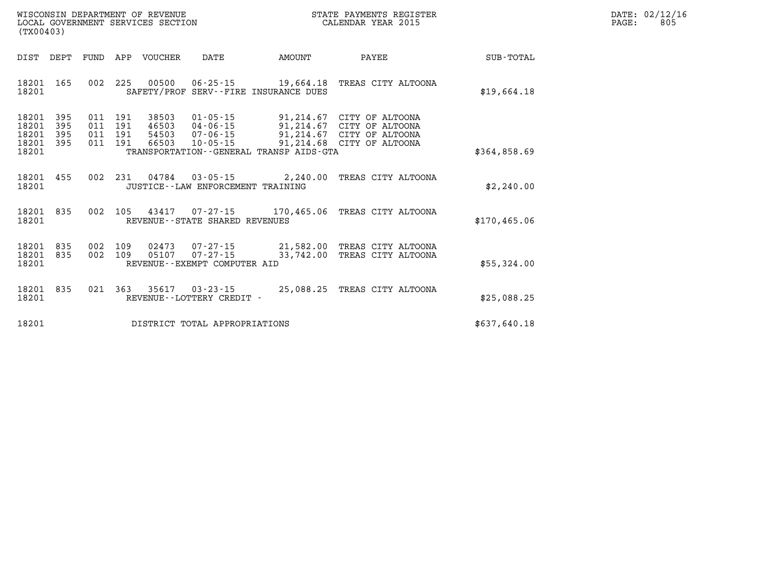WISCONSIN DEPARTMENT OF REVENUE
LOCAL GOVERNMENT SERVICES SECTION
(TX00403)

STATE PAYMENTS REGISTER
CALENDAR YEAR 2015

DATE: 02/12/16
PAGE: 805

| DIST | DEPT | FUND | APP | VOUCHER | DATE | AMOUNT | PAYEE | SUB-TOTAL |
|---|---|---|---|---|---|---|---|---|
| 18201 | 165 | 002 | 225 | 00500 | 06-25-15 | 19,664.18 | TREAS CITY ALTOONA | |
| 18201 | | | | SAFETY/PROF SERV--FIRE INSURANCE DUES | | | | $19,664.18 |
| 18201 | 395 | 011 | 191 | 38503 | 01-05-15 | 91,214.67 | CITY OF ALTOONA | |
| 18201 | 395 | 011 | 191 | 46503 | 04-06-15 | 91,214.67 | CITY OF ALTOONA | |
| 18201 | 395 | 011 | 191 | 54503 | 07-06-15 | 91,214.67 | CITY OF ALTOONA | |
| 18201 | 395 | 011 | 191 | 66503 | 10-05-15 | 91,214.68 | CITY OF ALTOONA | |
| 18201 | | | | TRANSPORTATION--GENERAL TRANSP AIDS-GTA | | | | $364,858.69 |
| 18201 | 455 | 002 | 231 | 04784 | 03-05-15 | 2,240.00 | TREAS CITY ALTOONA | |
| 18201 | | | | JUSTICE--LAW ENFORCEMENT TRAINING | | | | $2,240.00 |
| 18201 | 835 | 002 | 105 | 43417 | 07-27-15 | 170,465.06 | TREAS CITY ALTOONA | |
| 18201 | | | | REVENUE--STATE SHARED REVENUES | | | | $170,465.06 |
| 18201 | 835 | 002 | 109 | 02473 | 07-27-15 | 21,582.00 | TREAS CITY ALTOONA | |
| 18201 | 835 | 002 | 109 | 05107 | 07-27-15 | 33,742.00 | TREAS CITY ALTOONA | |
| 18201 | | | | REVENUE--EXEMPT COMPUTER AID | | | | $55,324.00 |
| 18201 | 835 | 021 | 363 | 35617 | 03-23-15 | 25,088.25 | TREAS CITY ALTOONA | |
| 18201 | | | | REVENUE--LOTTERY CREDIT - | | | | $25,088.25 |
| 18201 | | | | DISTRICT TOTAL APPROPRIATIONS | | | | $637,640.18 |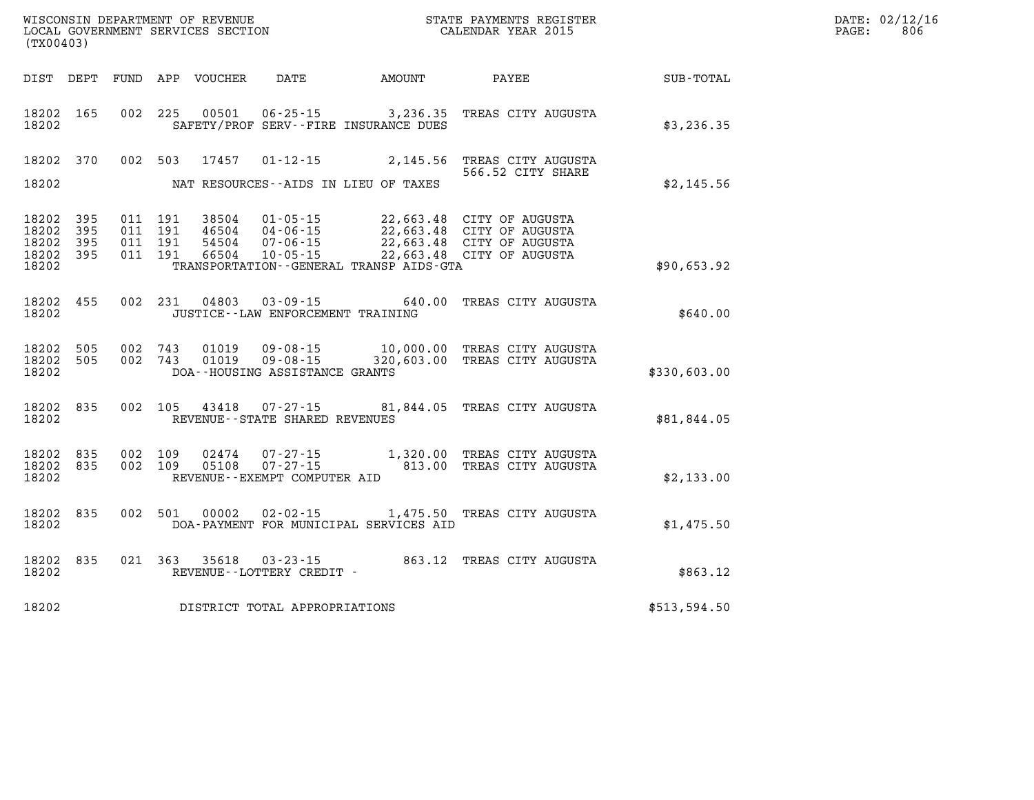WISCONSIN DEPARTMENT OF REVENUE
LOCAL GOVERNMENT SERVICES SECTION
(TX00403)

STATE PAYMENTS REGISTER
CALENDAR YEAR 2015

| DIST | DEPT | FUND | APP | VOUCHER | DATE | AMOUNT | PAYEE | SUB-TOTAL |
|---|---|---|---|---|---|---|---|---|
| 18202 | 165 | 002 | 225 | 00501 | 06-25-15 | 3,236.35 | TREAS CITY AUGUSTA | |
| 18202 | | | | | SAFETY/PROF SERV--FIRE INSURANCE DUES | | | $3,236.35 |
| 18202 | 370 | 002 | 503 | 17457 | 01-12-15 | 2,145.56 | TREAS CITY AUGUSTA 566.52 CITY SHARE | |
| 18202 | | | | | NAT RESOURCES--AIDS IN LIEU OF TAXES | | | $2,145.56 |
| 18202 | 395 | 011 | 191 | 38504 | 01-05-15 | 22,663.48 | CITY OF AUGUSTA | |
| 18202 | 395 | 011 | 191 | 46504 | 04-06-15 | 22,663.48 | CITY OF AUGUSTA | |
| 18202 | 395 | 011 | 191 | 54504 | 07-06-15 | 22,663.48 | CITY OF AUGUSTA | |
| 18202 | 395 | 011 | 191 | 66504 | 10-05-15 | 22,663.48 | CITY OF AUGUSTA | |
| 18202 | | | | | TRANSPORTATION--GENERAL TRANSP AIDS-GTA | | | $90,653.92 |
| 18202 | 455 | 002 | 231 | 04803 | 03-09-15 | 640.00 | TREAS CITY AUGUSTA | |
| 18202 | | | | | JUSTICE--LAW ENFORCEMENT TRAINING | | | $640.00 |
| 18202 | 505 | 002 | 743 | 01019 | 09-08-15 | 10,000.00 | TREAS CITY AUGUSTA | |
| 18202 | 505 | 002 | 743 | 01019 | 09-08-15 | 320,603.00 | TREAS CITY AUGUSTA | |
| 18202 | | | | | DOA--HOUSING ASSISTANCE GRANTS | | | $330,603.00 |
| 18202 | 835 | 002 | 105 | 43418 | 07-27-15 | 81,844.05 | TREAS CITY AUGUSTA | |
| 18202 | | | | | REVENUE--STATE SHARED REVENUES | | | $81,844.05 |
| 18202 | 835 | 002 | 109 | 02474 | 07-27-15 | 1,320.00 | TREAS CITY AUGUSTA | |
| 18202 | 835 | 002 | 109 | 05108 | 07-27-15 | 813.00 | TREAS CITY AUGUSTA | |
| 18202 | | | | | REVENUE--EXEMPT COMPUTER AID | | | $2,133.00 |
| 18202 | 835 | 002 | 501 | 00002 | 02-02-15 | 1,475.50 | TREAS CITY AUGUSTA | |
| 18202 | | | | | DOA-PAYMENT FOR MUNICIPAL SERVICES AID | | | $1,475.50 |
| 18202 | 835 | 021 | 363 | 35618 | 03-23-15 | 863.12 | TREAS CITY AUGUSTA | |
| 18202 | | | | | REVENUE--LOTTERY CREDIT - | | | $863.12 |
| 18202 | | | | | DISTRICT TOTAL APPROPRIATIONS | | | $513,594.50 |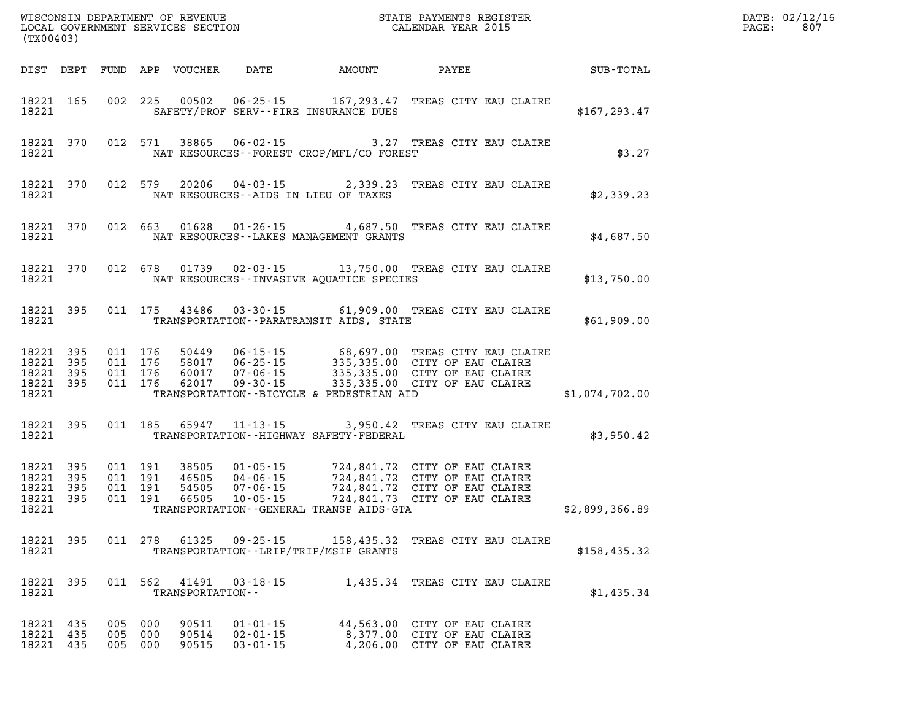WISCONSIN DEPARTMENT OF REVENUE
LOCAL GOVERNMENT SERVICES SECTION
(TX00403)

STATE PAYMENTS REGISTER
CALENDAR YEAR 2015

DATE: 02/12/16
PAGE: 807

| DIST | DEPT | FUND | APP | VOUCHER | DATE | AMOUNT | PAYEE | SUB-TOTAL |
|---|---|---|---|---|---|---|---|---|
| 18221 | 165 | 002 | 225 | 00502 | 06-25-15 | 167,293.47 | TREAS CITY EAU CLAIRE | |
| 18221 | | | | | SAFETY/PROF SERV--FIRE INSURANCE DUES | | | $167,293.47 |
| 18221 | 370 | 012 | 571 | 38865 | 06-02-15 | 3.27 | TREAS CITY EAU CLAIRE | |
| 18221 | | | | | NAT RESOURCES--FOREST CROP/MFL/CO FOREST | | | $3.27 |
| 18221 | 370 | 012 | 579 | 20206 | 04-03-15 | 2,339.23 | TREAS CITY EAU CLAIRE | |
| 18221 | | | | | NAT RESOURCES--AIDS IN LIEU OF TAXES | | | $2,339.23 |
| 18221 | 370 | 012 | 663 | 01628 | 01-26-15 | 4,687.50 | TREAS CITY EAU CLAIRE | |
| 18221 | | | | | NAT RESOURCES--LAKES MANAGEMENT GRANTS | | | $4,687.50 |
| 18221 | 370 | 012 | 678 | 01739 | 02-03-15 | 13,750.00 | TREAS CITY EAU CLAIRE | |
| 18221 | | | | | NAT RESOURCES--INVASIVE AQUATICE SPECIES | | | $13,750.00 |
| 18221 | 395 | 011 | 175 | 43486 | 03-30-15 | 61,909.00 | TREAS CITY EAU CLAIRE | |
| 18221 | | | | | TRANSPORTATION--PARATRANSIT AIDS, STATE | | | $61,909.00 |
| 18221 | 395 | 011 | 176 | 50449 | 06-15-15 | 68,697.00 | TREAS CITY EAU CLAIRE | |
| 18221 | 395 | 011 | 176 | 58017 | 06-25-15 | 335,335.00 | CITY OF EAU CLAIRE | |
| 18221 | 395 | 011 | 176 | 60017 | 07-06-15 | 335,335.00 | CITY OF EAU CLAIRE | |
| 18221 | 395 | 011 | 176 | 62017 | 09-30-15 | 335,335.00 | CITY OF EAU CLAIRE | |
| 18221 | | | | | TRANSPORTATION--BICYCLE & PEDESTRIAN AID | | | $1,074,702.00 |
| 18221 | 395 | 011 | 185 | 65947 | 11-13-15 | 3,950.42 | TREAS CITY EAU CLAIRE | |
| 18221 | | | | | TRANSPORTATION--HIGHWAY SAFETY-FEDERAL | | | $3,950.42 |
| 18221 | 395 | 011 | 191 | 38505 | 01-05-15 | 724,841.72 | CITY OF EAU CLAIRE | |
| 18221 | 395 | 011 | 191 | 46505 | 04-06-15 | 724,841.72 | CITY OF EAU CLAIRE | |
| 18221 | 395 | 011 | 191 | 54505 | 07-06-15 | 724,841.72 | CITY OF EAU CLAIRE | |
| 18221 | 395 | 011 | 191 | 66505 | 10-05-15 | 724,841.73 | CITY OF EAU CLAIRE | |
| 18221 | | | | | TRANSPORTATION--GENERAL TRANSP AIDS-GTA | | | $2,899,366.89 |
| 18221 | 395 | 011 | 278 | 61325 | 09-25-15 | 158,435.32 | TREAS CITY EAU CLAIRE | |
| 18221 | | | | | TRANSPORTATION--LRIP/TRIP/MSIP GRANTS | | | $158,435.32 |
| 18221 | 395 | 011 | 562 | 41491 | 03-18-15 | 1,435.34 | TREAS CITY EAU CLAIRE | |
| 18221 | | | | | TRANSPORTATION-- | | | $1,435.34 |
| 18221 | 435 | 005 | 000 | 90511 | 01-01-15 | 44,563.00 | CITY OF EAU CLAIRE | |
| 18221 | 435 | 005 | 000 | 90514 | 02-01-15 | 8,377.00 | CITY OF EAU CLAIRE | |
| 18221 | 435 | 005 | 000 | 90515 | 03-01-15 | 4,206.00 | CITY OF EAU CLAIRE | |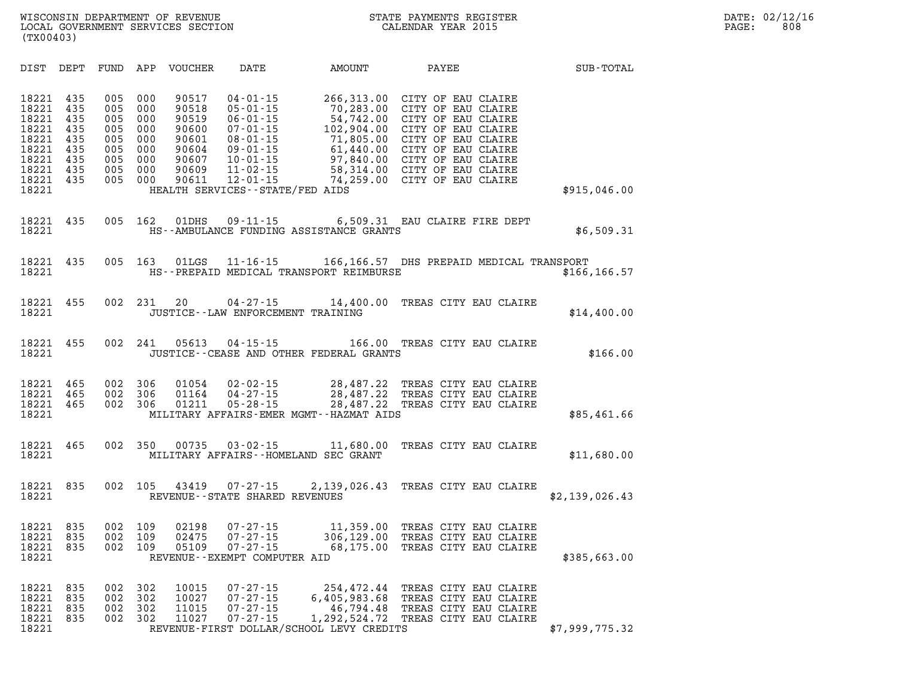WISCONSIN DEPARTMENT OF REVENUE
LOCAL GOVERNMENT SERVICES SECTION
(TX00403)

STATE PAYMENTS REGISTER
CALENDAR YEAR 2015

DATE: 02/12/16
PAGE: 808

| DIST | DEPT | FUND | APP | VOUCHER | DATE | AMOUNT | PAYEE | SUB-TOTAL |
|---|---|---|---|---|---|---|---|---|
| 18221 | 435 | 005 | 000 | 90517 | 04-01-15 | 266,313.00 | CITY OF EAU CLAIRE | |
| 18221 | 435 | 005 | 000 | 90518 | 05-01-15 | 70,283.00 | CITY OF EAU CLAIRE | |
| 18221 | 435 | 005 | 000 | 90519 | 06-01-15 | 54,742.00 | CITY OF EAU CLAIRE | |
| 18221 | 435 | 005 | 000 | 90600 | 07-01-15 | 102,904.00 | CITY OF EAU CLAIRE | |
| 18221 | 435 | 005 | 000 | 90601 | 08-01-15 | 71,805.00 | CITY OF EAU CLAIRE | |
| 18221 | 435 | 005 | 000 | 90604 | 09-01-15 | 61,440.00 | CITY OF EAU CLAIRE | |
| 18221 | 435 | 005 | 000 | 90607 | 10-01-15 | 97,840.00 | CITY OF EAU CLAIRE | |
| 18221 | 435 | 005 | 000 | 90609 | 11-02-15 | 58,314.00 | CITY OF EAU CLAIRE | |
| 18221 | 435 | 005 | 000 | 90611 | 12-01-15 | 74,259.00 | CITY OF EAU CLAIRE | |
| 18221 | | | | | HEALTH SERVICES--STATE/FED AIDS | | | $915,046.00 |
| 18221 | 435 | 005 | 162 | 01DHS | 09-11-15 | 6,509.31 | EAU CLAIRE FIRE DEPT | |
| 18221 | | | | | HS--AMBULANCE FUNDING ASSISTANCE GRANTS | | | $6,509.31 |
| 18221 | 435 | 005 | 163 | 01LGS | 11-16-15 | 166,166.57 | DHS PREPAID MEDICAL TRANSPORT | |
| 18221 | | | | | HS--PREPAID MEDICAL TRANSPORT REIMBURSE | | | $166,166.57 |
| 18221 | 455 | 002 | 231 | 20 | 04-27-15 | 14,400.00 | TREAS CITY EAU CLAIRE | |
| 18221 | | | | | JUSTICE--LAW ENFORCEMENT TRAINING | | | $14,400.00 |
| 18221 | 455 | 002 | 241 | 05613 | 04-15-15 | 166.00 | TREAS CITY EAU CLAIRE | |
| 18221 | | | | | JUSTICE--CEASE AND OTHER FEDERAL GRANTS | | | $166.00 |
| 18221 | 465 | 002 | 306 | 01054 | 02-02-15 | 28,487.22 | TREAS CITY EAU CLAIRE | |
| 18221 | 465 | 002 | 306 | 01164 | 04-27-15 | 28,487.22 | TREAS CITY EAU CLAIRE | |
| 18221 | 465 | 002 | 306 | 01211 | 05-28-15 | 28,487.22 | TREAS CITY EAU CLAIRE | |
| 18221 | | | | | MILITARY AFFAIRS-EMER MGMT--HAZMAT AIDS | | | $85,461.66 |
| 18221 | 465 | 002 | 350 | 00735 | 03-02-15 | 11,680.00 | TREAS CITY EAU CLAIRE | |
| 18221 | | | | | MILITARY AFFAIRS--HOMELAND SEC GRANT | | | $11,680.00 |
| 18221 | 835 | 002 | 105 | 43419 | 07-27-15 | 2,139,026.43 | TREAS CITY EAU CLAIRE | |
| 18221 | | | | | REVENUE--STATE SHARED REVENUES | | | $2,139,026.43 |
| 18221 | 835 | 002 | 109 | 02198 | 07-27-15 | 11,359.00 | TREAS CITY EAU CLAIRE | |
| 18221 | 835 | 002 | 109 | 02475 | 07-27-15 | 306,129.00 | TREAS CITY EAU CLAIRE | |
| 18221 | 835 | 002 | 109 | 05109 | 07-27-15 | 68,175.00 | TREAS CITY EAU CLAIRE | |
| 18221 | | | | | REVENUE--EXEMPT COMPUTER AID | | | $385,663.00 |
| 18221 | 835 | 002 | 302 | 10015 | 07-27-15 | 254,472.44 | TREAS CITY EAU CLAIRE | |
| 18221 | 835 | 002 | 302 | 10027 | 07-27-15 | 6,405,983.68 | TREAS CITY EAU CLAIRE | |
| 18221 | 835 | 002 | 302 | 11015 | 07-27-15 | 46,794.48 | TREAS CITY EAU CLAIRE | |
| 18221 | 835 | 002 | 302 | 11027 | 07-27-15 | 1,292,524.72 | TREAS CITY EAU CLAIRE | |
| 18221 | | | | | REVENUE-FIRST DOLLAR/SCHOOL LEVY CREDITS | | | $7,999,775.32 |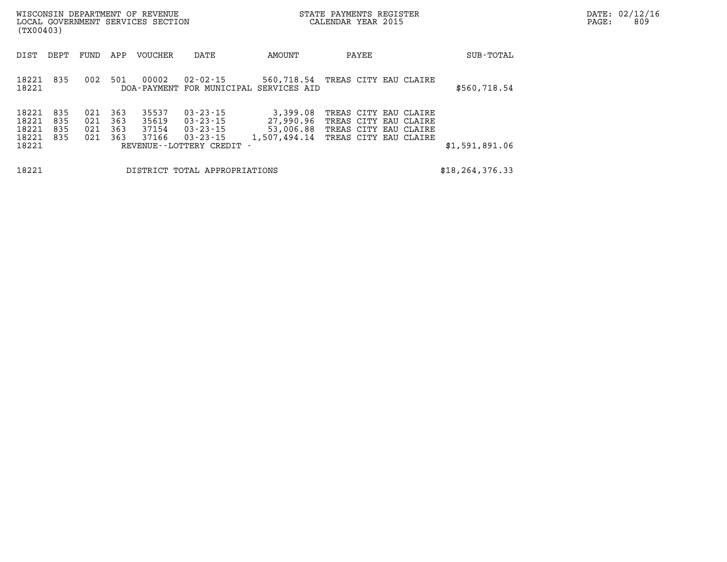WISCONSIN DEPARTMENT OF REVENUE
LOCAL GOVERNMENT SERVICES SECTION
(TX00403)

STATE PAYMENTS REGISTER
CALENDAR YEAR 2015

| DIST | DEPT | FUND | APP | VOUCHER | DATE | AMOUNT | PAYEE | SUB-TOTAL |
|---|---|---|---|---|---|---|---|---|
| 18221 | 835 | 002 | 501 | 00002 | 02-02-15 | 560,718.54 | TREAS CITY EAU CLAIRE | |
| 18221 | | | | | DOA-PAYMENT FOR MUNICIPAL SERVICES AID | | | $560,718.54 |
| 18221 | 835 | 021 | 363 | 35537 | 03-23-15 | 3,399.08 | TREAS CITY EAU CLAIRE | |
| 18221 | 835 | 021 | 363 | 35619 | 03-23-15 | 27,990.96 | TREAS CITY EAU CLAIRE | |
| 18221 | 835 | 021 | 363 | 37154 | 03-23-15 | 53,006.88 | TREAS CITY EAU CLAIRE | |
| 18221 | 835 | 021 | 363 | 37166 | 03-23-15 | 1,507,494.14 | TREAS CITY EAU CLAIRE | |
| 18221 | | | | | REVENUE--LOTTERY CREDIT - | | | $1,591,891.06 |
| 18221 | | | | | DISTRICT TOTAL APPROPRIATIONS | | | $18,264,376.33 |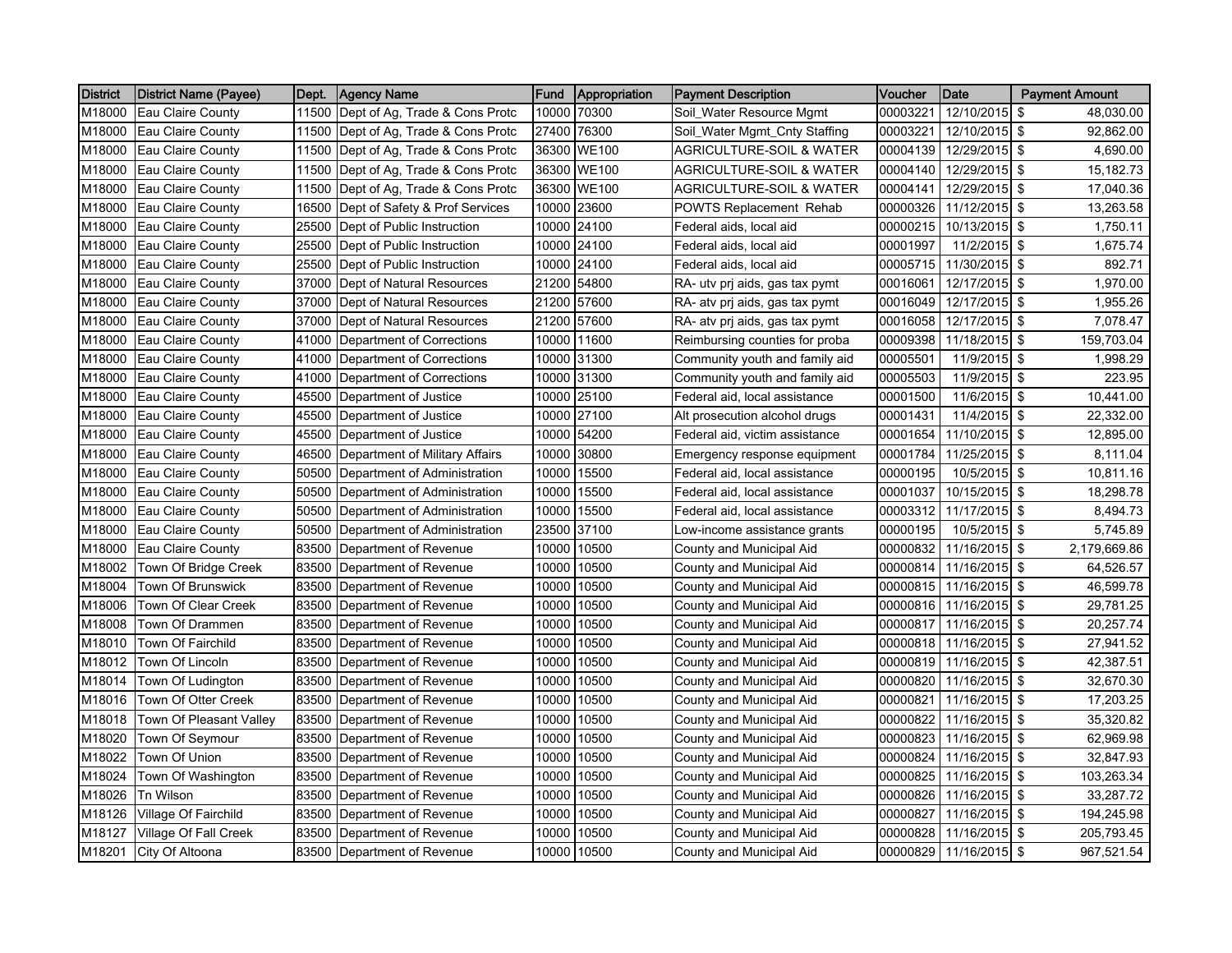| District | District Name (Payee) | Dept. | Agency Name | Fund | Appropriation | Payment Description | Voucher | Date | Payment Amount |
|---|---|---|---|---|---|---|---|---|---|
| M18000 | Eau Claire County | 11500 | Dept of Ag, Trade & Cons Protc | 10000 | 70300 | Soil_Water Resource Mgmt | 00003221 | 12/10/2015 | $ 48,030.00 |
| M18000 | Eau Claire County | 11500 | Dept of Ag, Trade & Cons Protc | 27400 | 76300 | Soil_Water Mgmt_Cnty Staffing | 00003221 | 12/10/2015 | $ 92,862.00 |
| M18000 | Eau Claire County | 11500 | Dept of Ag, Trade & Cons Protc | 36300 | WE100 | AGRICULTURE-SOIL & WATER | 00004139 | 12/29/2015 | $ 4,690.00 |
| M18000 | Eau Claire County | 11500 | Dept of Ag, Trade & Cons Protc | 36300 | WE100 | AGRICULTURE-SOIL & WATER | 00004140 | 12/29/2015 | $ 15,182.73 |
| M18000 | Eau Claire County | 11500 | Dept of Ag, Trade & Cons Protc | 36300 | WE100 | AGRICULTURE-SOIL & WATER | 00004141 | 12/29/2015 | $ 17,040.36 |
| M18000 | Eau Claire County | 16500 | Dept of Safety & Prof Services | 10000 | 23600 | POWTS Replacement Rehab | 00000326 | 11/12/2015 | $ 13,263.58 |
| M18000 | Eau Claire County | 25500 | Dept of Public Instruction | 10000 | 24100 | Federal aids, local aid | 00000215 | 10/13/2015 | $ 1,750.11 |
| M18000 | Eau Claire County | 25500 | Dept of Public Instruction | 10000 | 24100 | Federal aids, local aid | 00001997 | 11/2/2015 | $ 1,675.74 |
| M18000 | Eau Claire County | 25500 | Dept of Public Instruction | 10000 | 24100 | Federal aids, local aid | 00005715 | 11/30/2015 | $ 892.71 |
| M18000 | Eau Claire County | 37000 | Dept of Natural Resources | 21200 | 54800 | RA- utv prj aids, gas tax pymt | 00016061 | 12/17/2015 | $ 1,970.00 |
| M18000 | Eau Claire County | 37000 | Dept of Natural Resources | 21200 | 57600 | RA- atv prj aids, gas tax pymt | 00016049 | 12/17/2015 | $ 1,955.26 |
| M18000 | Eau Claire County | 37000 | Dept of Natural Resources | 21200 | 57600 | RA- atv prj aids, gas tax pymt | 00016058 | 12/17/2015 | $ 7,078.47 |
| M18000 | Eau Claire County | 41000 | Department of Corrections | 10000 | 11600 | Reimbursing counties for proba | 00009398 | 11/18/2015 | $ 159,703.04 |
| M18000 | Eau Claire County | 41000 | Department of Corrections | 10000 | 31300 | Community youth and family aid | 00005501 | 11/9/2015 | $ 1,998.29 |
| M18000 | Eau Claire County | 41000 | Department of Corrections | 10000 | 31300 | Community youth and family aid | 00005503 | 11/9/2015 | $ 223.95 |
| M18000 | Eau Claire County | 45500 | Department of Justice | 10000 | 25100 | Federal aid, local assistance | 00001500 | 11/6/2015 | $ 10,441.00 |
| M18000 | Eau Claire County | 45500 | Department of Justice | 10000 | 27100 | Alt prosecution alcohol drugs | 00001431 | 11/4/2015 | $ 22,332.00 |
| M18000 | Eau Claire County | 45500 | Department of Justice | 10000 | 54200 | Federal aid, victim assistance | 00001654 | 11/10/2015 | $ 12,895.00 |
| M18000 | Eau Claire County | 46500 | Department of Military Affairs | 10000 | 30800 | Emergency response equipment | 00001784 | 11/25/2015 | $ 8,111.04 |
| M18000 | Eau Claire County | 50500 | Department of Administration | 10000 | 15500 | Federal aid, local assistance | 00000195 | 10/5/2015 | $ 10,811.16 |
| M18000 | Eau Claire County | 50500 | Department of Administration | 10000 | 15500 | Federal aid, local assistance | 00001037 | 10/15/2015 | $ 18,298.78 |
| M18000 | Eau Claire County | 50500 | Department of Administration | 10000 | 15500 | Federal aid, local assistance | 00003312 | 11/17/2015 | $ 8,494.73 |
| M18000 | Eau Claire County | 50500 | Department of Administration | 23500 | 37100 | Low-income assistance grants | 00000195 | 10/5/2015 | $ 5,745.89 |
| M18000 | Eau Claire County | 83500 | Department of Revenue | 10000 | 10500 | County and Municipal Aid | 00000832 | 11/16/2015 | $ 2,179,669.86 |
| M18002 | Town Of Bridge Creek | 83500 | Department of Revenue | 10000 | 10500 | County and Municipal Aid | 00000814 | 11/16/2015 | $ 64,526.57 |
| M18004 | Town Of Brunswick | 83500 | Department of Revenue | 10000 | 10500 | County and Municipal Aid | 00000815 | 11/16/2015 | $ 46,599.78 |
| M18006 | Town Of Clear Creek | 83500 | Department of Revenue | 10000 | 10500 | County and Municipal Aid | 00000816 | 11/16/2015 | $ 29,781.25 |
| M18008 | Town Of Drammen | 83500 | Department of Revenue | 10000 | 10500 | County and Municipal Aid | 00000817 | 11/16/2015 | $ 20,257.74 |
| M18010 | Town Of Fairchild | 83500 | Department of Revenue | 10000 | 10500 | County and Municipal Aid | 00000818 | 11/16/2015 | $ 27,941.52 |
| M18012 | Town Of Lincoln | 83500 | Department of Revenue | 10000 | 10500 | County and Municipal Aid | 00000819 | 11/16/2015 | $ 42,387.51 |
| M18014 | Town Of Ludington | 83500 | Department of Revenue | 10000 | 10500 | County and Municipal Aid | 00000820 | 11/16/2015 | $ 32,670.30 |
| M18016 | Town Of Otter Creek | 83500 | Department of Revenue | 10000 | 10500 | County and Municipal Aid | 00000821 | 11/16/2015 | $ 17,203.25 |
| M18018 | Town Of Pleasant Valley | 83500 | Department of Revenue | 10000 | 10500 | County and Municipal Aid | 00000822 | 11/16/2015 | $ 35,320.82 |
| M18020 | Town Of Seymour | 83500 | Department of Revenue | 10000 | 10500 | County and Municipal Aid | 00000823 | 11/16/2015 | $ 62,969.98 |
| M18022 | Town Of Union | 83500 | Department of Revenue | 10000 | 10500 | County and Municipal Aid | 00000824 | 11/16/2015 | $ 32,847.93 |
| M18024 | Town Of Washington | 83500 | Department of Revenue | 10000 | 10500 | County and Municipal Aid | 00000825 | 11/16/2015 | $ 103,263.34 |
| M18026 | Tn Wilson | 83500 | Department of Revenue | 10000 | 10500 | County and Municipal Aid | 00000826 | 11/16/2015 | $ 33,287.72 |
| M18126 | Village Of Fairchild | 83500 | Department of Revenue | 10000 | 10500 | County and Municipal Aid | 00000827 | 11/16/2015 | $ 194,245.98 |
| M18127 | Village Of Fall Creek | 83500 | Department of Revenue | 10000 | 10500 | County and Municipal Aid | 00000828 | 11/16/2015 | $ 205,793.45 |
| M18201 | City Of Altoona | 83500 | Department of Revenue | 10000 | 10500 | County and Municipal Aid | 00000829 | 11/16/2015 | $ 967,521.54 |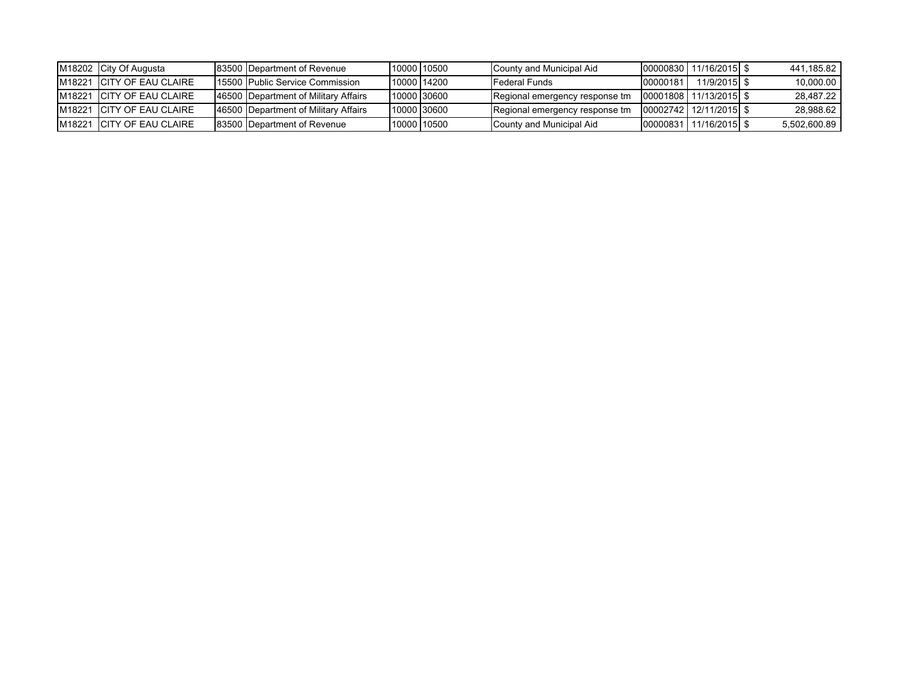| | | | | | | | | | | |
|---|---|---|---|---|---|---|---|---|---|---|
| M18202 | City Of Augusta | 83500 | Department of Revenue | 10000 | 10500 | County and Municipal Aid | 00000830 | 11/16/2015 | $ | 441,185.82 |
| M18221 | CITY OF EAU CLAIRE | 15500 | Public Service Commission | 10000 | 14200 | Federal Funds | 00000181 | 11/9/2015 | $ | 10,000.00 |
| M18221 | CITY OF EAU CLAIRE | 46500 | Department of Military Affairs | 10000 | 30600 | Regional emergency response tm | 00001808 | 11/13/2015 | $ | 28,487.22 |
| M18221 | CITY OF EAU CLAIRE | 46500 | Department of Military Affairs | 10000 | 30600 | Regional emergency response tm | 00002742 | 12/11/2015 | $ | 28,988.62 |
| M18221 | CITY OF EAU CLAIRE | 83500 | Department of Revenue | 10000 | 10500 | County and Municipal Aid | 00000831 | 11/16/2015 | $ | 5,502,600.89 |